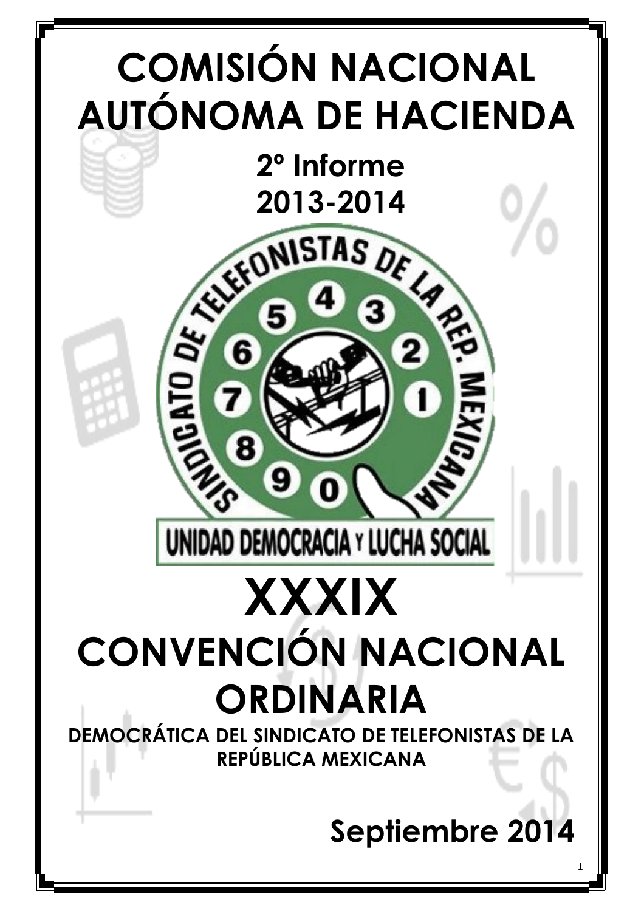# COMISIÓN NACIONAL AUTÓNOMA DE HACIENDA

## 2º Informe
## 2013-2014

SINDICATO DE TELEFONISTAS DE LA REP. MEXICANA

UNIDAD DEMOCRACIA Y LUCHA SOCIAL

# XXXIX
# CONVENCIÓN NACIONAL ORDINARIA

**DEMOCRÁTICA DEL SINDICATO DE TELEFONISTAS DE LA REPÚBLICA MEXICANA**

**Septiembre 2014**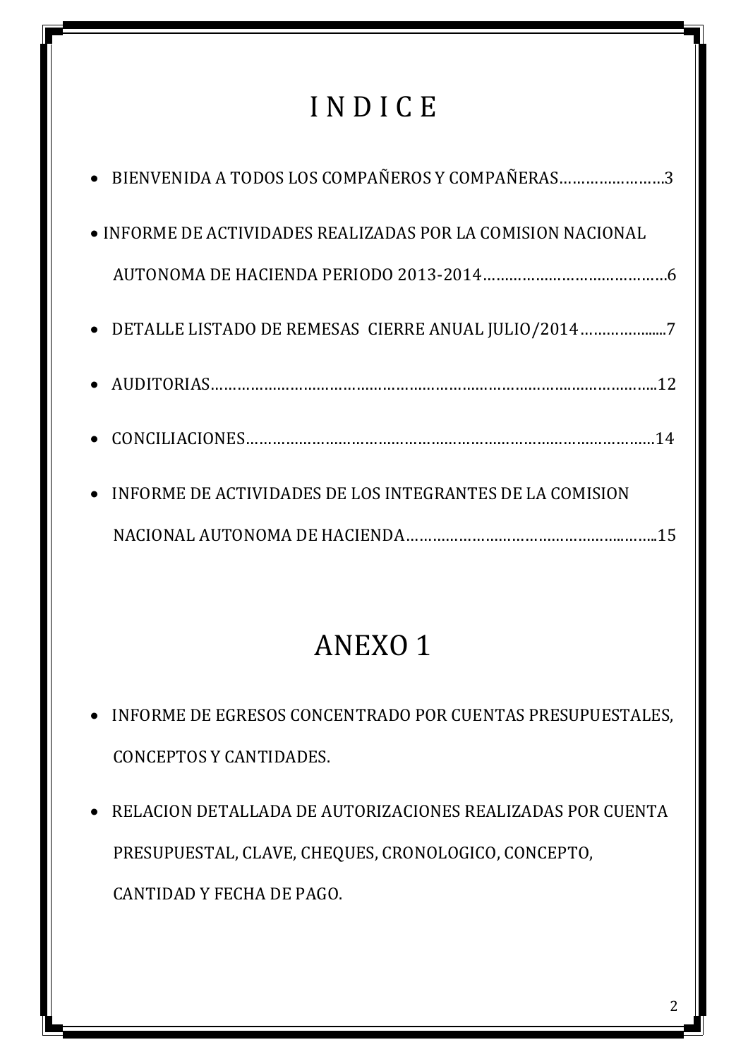# I N D I C E

- BIENVENIDA A TODOS LOS COMPAÑEROS Y COMPAÑERAS……………………3
- INFORME DE ACTIVIDADES REALIZADAS POR LA COMISION NACIONAL AUTONOMA DE HACIENDA PERIODO 2013-2014……………………………………6
- DETALLE LISTADO DE REMESAS CIERRE ANUAL JULIO/2014……………......7
- AUDITORIAS……………………………………………………………………………………...12
- CONCILIACIONES………………………………………………………………………………14
- INFORME DE ACTIVIDADES DE LOS INTEGRANTES DE LA COMISION NACIONAL AUTONOMA DE HACIENDA……………………………………………...15

# ANEXO 1

- INFORME DE EGRESOS CONCENTRADO POR CUENTAS PRESUPUESTALES, CONCEPTOS Y CANTIDADES.
- RELACION DETALLADA DE AUTORIZACIONES REALIZADAS POR CUENTA PRESUPUESTAL, CLAVE, CHEQUES, CRONOLOGICO, CONCEPTO, CANTIDAD Y FECHA DE PAGO.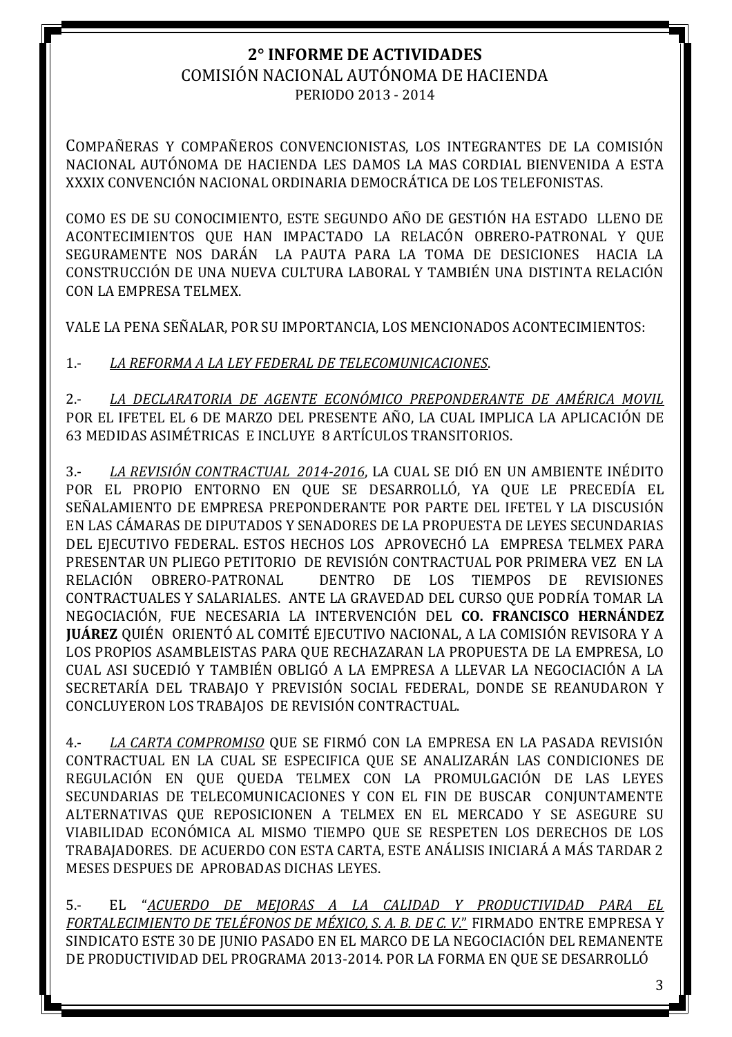# 2° INFORME DE ACTIVIDADES

## COMISIÓN NACIONAL AUTÓNOMA DE HACIENDA

PERIODO 2013 - 2014

COMPAÑERAS Y COMPAÑEROS CONVENCIONISTAS, LOS INTEGRANTES DE LA COMISIÓN NACIONAL AUTÓNOMA DE HACIENDA LES DAMOS LA MAS CORDIAL BIENVENIDA A ESTA XXXIX CONVENCIÓN NACIONAL ORDINARIA DEMOCRÁTICA DE LOS TELEFONISTAS.

COMO ES DE SU CONOCIMIENTO, ESTE SEGUNDO AÑO DE GESTIÓN HA ESTADO LLENO DE ACONTECIMIENTOS QUE HAN IMPACTADO LA RELACÓN OBRERO-PATRONAL Y QUE SEGURAMENTE NOS DARÁN LA PAUTA PARA LA TOMA DE DESICIONES HACIA LA CONSTRUCCIÓN DE UNA NUEVA CULTURA LABORAL Y TAMBIÉN UNA DISTINTA RELACIÓN CON LA EMPRESA TELMEX.

VALE LA PENA SEÑALAR, POR SU IMPORTANCIA, LOS MENCIONADOS ACONTECIMIENTOS:

1.- *LA REFORMA A LA LEY FEDERAL DE TELECOMUNICACIONES*.

2.- *LA DECLARATORIA DE AGENTE ECONÓMICO PREPONDERANTE DE AMÉRICA MOVIL* POR EL IFETEL EL 6 DE MARZO DEL PRESENTE AÑO, LA CUAL IMPLICA LA APLICACIÓN DE 63 MEDIDAS ASIMÉTRICAS E INCLUYE 8 ARTÍCULOS TRANSITORIOS.

3.- *LA REVISIÓN CONTRACTUAL 2014-2016*, LA CUAL SE DIÓ EN UN AMBIENTE INÉDITO POR EL PROPIO ENTORNO EN QUE SE DESARROLLÓ, YA QUE LE PRECEDÍA EL SEÑALAMIENTO DE EMPRESA PREPONDERANTE POR PARTE DEL IFETEL Y LA DISCUSIÓN EN LAS CÁMARAS DE DIPUTADOS Y SENADORES DE LA PROPUESTA DE LEYES SECUNDARIAS DEL EJECUTIVO FEDERAL. ESTOS HECHOS LOS APROVECHÓ LA EMPRESA TELMEX PARA PRESENTAR UN PLIEGO PETITORIO DE REVISIÓN CONTRACTUAL POR PRIMERA VEZ EN LA RELACIÓN OBRERO-PATRONAL DENTRO DE LOS TIEMPOS DE REVISIONES CONTRACTUALES Y SALARIALES. ANTE LA GRAVEDAD DEL CURSO QUE PODRÍA TOMAR LA NEGOCIACIÓN, FUE NECESARIA LA INTERVENCIÓN DEL **CO. FRANCISCO HERNÁNDEZ JUÁREZ** QUIÉN ORIENTÓ AL COMITÉ EJECUTIVO NACIONAL, A LA COMISIÓN REVISORA Y A LOS PROPIOS ASAMBLEISTAS PARA QUE RECHAZARAN LA PROPUESTA DE LA EMPRESA, LO CUAL ASI SUCEDIÓ Y TAMBIÉN OBLIGÓ A LA EMPRESA A LLEVAR LA NEGOCIACIÓN A LA SECRETARÍA DEL TRABAJO Y PREVISIÓN SOCIAL FEDERAL, DONDE SE REANUDARON Y CONCLUYERON LOS TRABAJOS DE REVISIÓN CONTRACTUAL.

4.- *LA CARTA COMPROMISO* QUE SE FIRMÓ CON LA EMPRESA EN LA PASADA REVISIÓN CONTRACTUAL EN LA CUAL SE ESPECIFICA QUE SE ANALIZARÁN LAS CONDICIONES DE REGULACIÓN EN QUE QUEDA TELMEX CON LA PROMULGACIÓN DE LAS LEYES SECUNDARIAS DE TELECOMUNICACIONES Y CON EL FIN DE BUSCAR CONJUNTAMENTE ALTERNATIVAS QUE REPOSICIONEN A TELMEX EN EL MERCADO Y SE ASEGURE SU VIABILIDAD ECONÓMICA AL MISMO TIEMPO QUE SE RESPETEN LOS DERECHOS DE LOS TRABAJADORES. DE ACUERDO CON ESTA CARTA, ESTE ANÁLISIS INICIARÁ A MÁS TARDAR 2 MESES DESPUES DE APROBADAS DICHAS LEYES.

5.- EL "*ACUERDO DE MEJORAS A LA CALIDAD Y PRODUCTIVIDAD PARA EL FORTALECIMIENTO DE TELÉFONOS DE MÉXICO, S. A. B. DE C. V.*" FIRMADO ENTRE EMPRESA Y SINDICATO ESTE 30 DE JUNIO PASADO EN EL MARCO DE LA NEGOCIACIÓN DEL REMANENTE DE PRODUCTIVIDAD DEL PROGRAMA 2013-2014. POR LA FORMA EN QUE SE DESARROLLÓ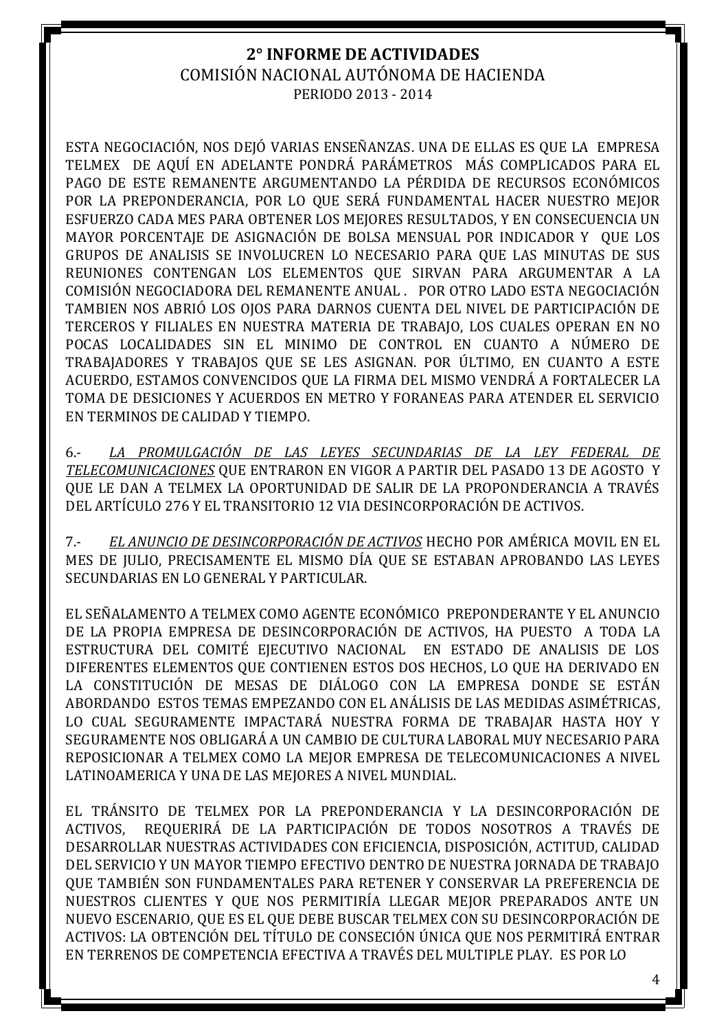ESTA NEGOCIACIÓN, NOS DEJÓ VARIAS ENSEÑANZAS. UNA DE ELLAS ES QUE LA EMPRESA TELMEX DE AQUÍ EN ADELANTE PONDRÁ PARÁMETROS MÁS COMPLICADOS PARA EL PAGO DE ESTE REMANENTE ARGUMENTANDO LA PÉRDIDA DE RECURSOS ECONÓMICOS POR LA PREPONDERANCIA, POR LO QUE SERÁ FUNDAMENTAL HACER NUESTRO MEJOR ESFUERZO CADA MES PARA OBTENER LOS MEJORES RESULTADOS, Y EN CONSECUENCIA UN MAYOR PORCENTAJE DE ASIGNACIÓN DE BOLSA MENSUAL POR INDICADOR Y QUE LOS GRUPOS DE ANALISIS SE INVOLUCREN LO NECESARIO PARA QUE LAS MINUTAS DE SUS REUNIONES CONTENGAN LOS ELEMENTOS QUE SIRVAN PARA ARGUMENTAR A LA COMISIÓN NEGOCIADORA DEL REMANENTE ANUAL . POR OTRO LADO ESTA NEGOCIACIÓN TAMBIEN NOS ABRIÓ LOS OJOS PARA DARNOS CUENTA DEL NIVEL DE PARTICIPACIÓN DE TERCEROS Y FILIALES EN NUESTRA MATERIA DE TRABAJO, LOS CUALES OPERAN EN NO POCAS LOCALIDADES SIN EL MINIMO DE CONTROL EN CUANTO A NÚMERO DE TRABAJADORES Y TRABAJOS QUE SE LES ASIGNAN. POR ÚLTIMO, EN CUANTO A ESTE ACUERDO, ESTAMOS CONVENCIDOS QUE LA FIRMA DEL MISMO VENDRÁ A FORTALECER LA TOMA DE DESICIONES Y ACUERDOS EN METRO Y FORANEAS PARA ATENDER EL SERVICIO EN TERMINOS DE CALIDAD Y TIEMPO.

6.- *LA PROMULGACIÓN DE LAS LEYES SECUNDARIAS DE LA LEY FEDERAL DE TELECOMUNICACIONES* QUE ENTRARON EN VIGOR A PARTIR DEL PASADO 13 DE AGOSTO Y QUE LE DAN A TELMEX LA OPORTUNIDAD DE SALIR DE LA PROPONDERANCIA A TRAVÉS DEL ARTÍCULO 276 Y EL TRANSITORIO 12 VIA DESINCORPORACIÓN DE ACTIVOS.

7.- *EL ANUNCIO DE DESINCORPORACIÓN DE ACTIVOS* HECHO POR AMÉRICA MOVIL EN EL MES DE JULIO, PRECISAMENTE EL MISMO DÍA QUE SE ESTABAN APROBANDO LAS LEYES SECUNDARIAS EN LO GENERAL Y PARTICULAR.

EL SEÑALAMENTO A TELMEX COMO AGENTE ECONÓMICO PREPONDERANTE Y EL ANUNCIO DE LA PROPIA EMPRESA DE DESINCORPORACIÓN DE ACTIVOS, HA PUESTO A TODA LA ESTRUCTURA DEL COMITÉ EJECUTIVO NACIONAL EN ESTADO DE ANALISIS DE LOS DIFERENTES ELEMENTOS QUE CONTIENEN ESTOS DOS HECHOS, LO QUE HA DERIVADO EN LA CONSTITUCIÓN DE MESAS DE DIÁLOGO CON LA EMPRESA DONDE SE ESTÁN ABORDANDO ESTOS TEMAS EMPEZANDO CON EL ANÁLISIS DE LAS MEDIDAS ASIMÉTRICAS, LO CUAL SEGURAMENTE IMPACTARÁ NUESTRA FORMA DE TRABAJAR HASTA HOY Y SEGURAMENTE NOS OBLIGARÁ A UN CAMBIO DE CULTURA LABORAL MUY NECESARIO PARA REPOSICIONAR A TELMEX COMO LA MEJOR EMPRESA DE TELECOMUNICACIONES A NIVEL LATINOAMERICA Y UNA DE LAS MEJORES A NIVEL MUNDIAL.

EL TRÁNSITO DE TELMEX POR LA PREPONDERANCIA Y LA DESINCORPORACIÓN DE ACTIVOS, REQUERIRÁ DE LA PARTICIPACIÓN DE TODOS NOSOTROS A TRAVÉS DE DESARROLLAR NUESTRAS ACTIVIDADES CON EFICIENCIA, DISPOSICIÓN, ACTITUD, CALIDAD DEL SERVICIO Y UN MAYOR TIEMPO EFECTIVO DENTRO DE NUESTRA JORNADA DE TRABAJO QUE TAMBIÉN SON FUNDAMENTALES PARA RETENER Y CONSERVAR LA PREFERENCIA DE NUESTROS CLIENTES Y QUE NOS PERMITIRÍA LLEGAR MEJOR PREPARADOS ANTE UN NUEVO ESCENARIO, QUE ES EL QUE DEBE BUSCAR TELMEX CON SU DESINCORPORACIÓN DE ACTIVOS: LA OBTENCIÓN DEL TÍTULO DE CONSECIÓN ÚNICA QUE NOS PERMITIRÁ ENTRAR EN TERRENOS DE COMPETENCIA EFECTIVA A TRAVÉS DEL MULTIPLE PLAY. ES POR LO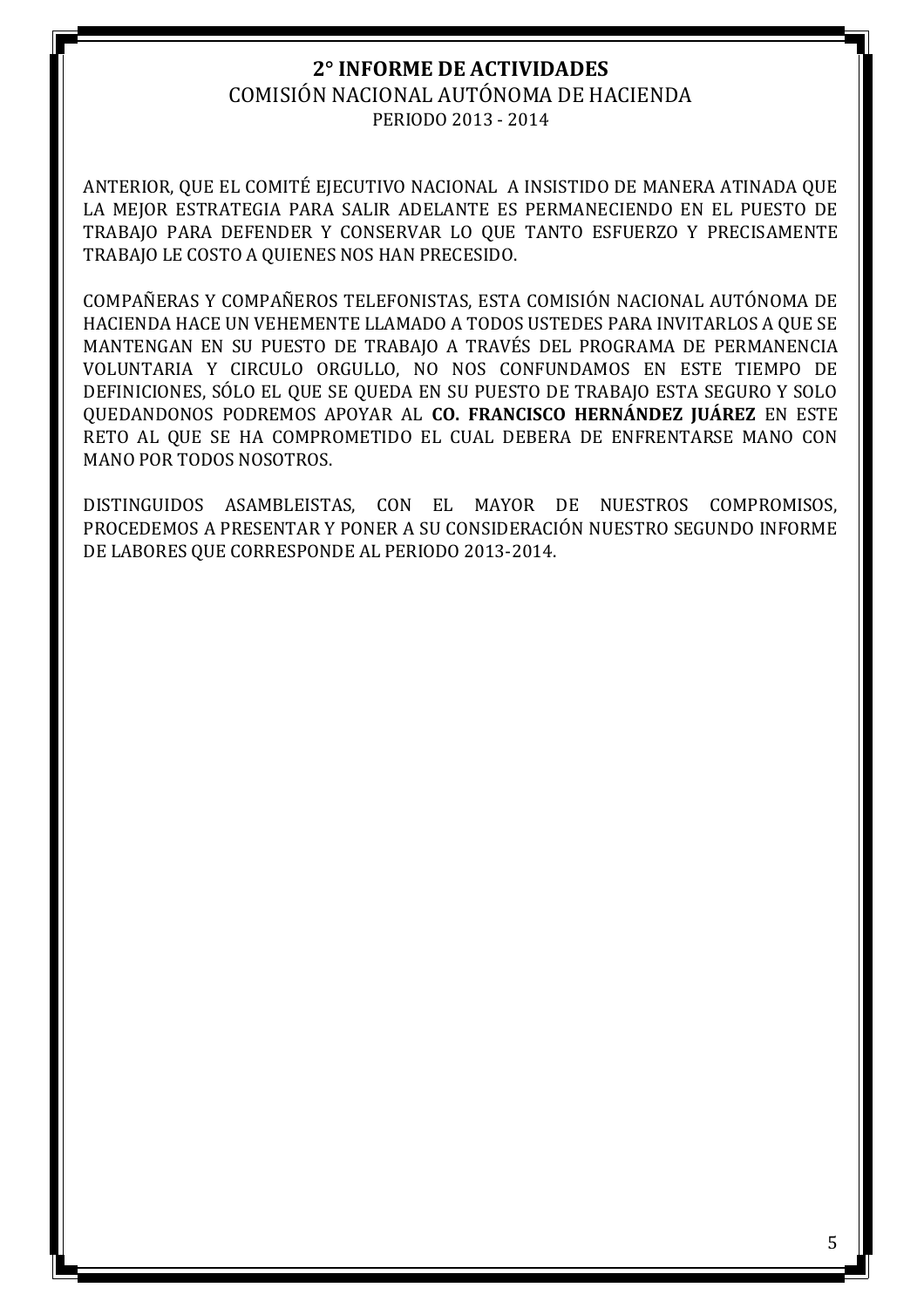ANTERIOR, QUE EL COMITÉ EJECUTIVO NACIONAL A INSISTIDO DE MANERA ATINADA QUE LA MEJOR ESTRATEGIA PARA SALIR ADELANTE ES PERMANECIENDO EN EL PUESTO DE TRABAJO PARA DEFENDER Y CONSERVAR LO QUE TANTO ESFUERZO Y PRECISAMENTE TRABAJO LE COSTO A QUIENES NOS HAN PRECESIDO.

COMPAÑERAS Y COMPAÑEROS TELEFONISTAS, ESTA COMISIÓN NACIONAL AUTÓNOMA DE HACIENDA HACE UN VEHEMENTE LLAMADO A TODOS USTEDES PARA INVITARLOS A QUE SE MANTENGAN EN SU PUESTO DE TRABAJO A TRAVÉS DEL PROGRAMA DE PERMANENCIA VOLUNTARIA Y CIRCULO ORGULLO, NO NOS CONFUNDAMOS EN ESTE TIEMPO DE DEFINICIONES, SÓLO EL QUE SE QUEDA EN SU PUESTO DE TRABAJO ESTA SEGURO Y SOLO QUEDANDONOS PODREMOS APOYAR AL **CO. FRANCISCO HERNÁNDEZ JUÁREZ** EN ESTE RETO AL QUE SE HA COMPROMETIDO EL CUAL DEBERA DE ENFRENTARSE MANO CON MANO POR TODOS NOSOTROS.

DISTINGUIDOS ASAMBLEISTAS, CON EL MAYOR DE NUESTROS COMPROMISOS, PROCEDEMOS A PRESENTAR Y PONER A SU CONSIDERACIÓN NUESTRO SEGUNDO INFORME DE LABORES QUE CORRESPONDE AL PERIODO 2013-2014.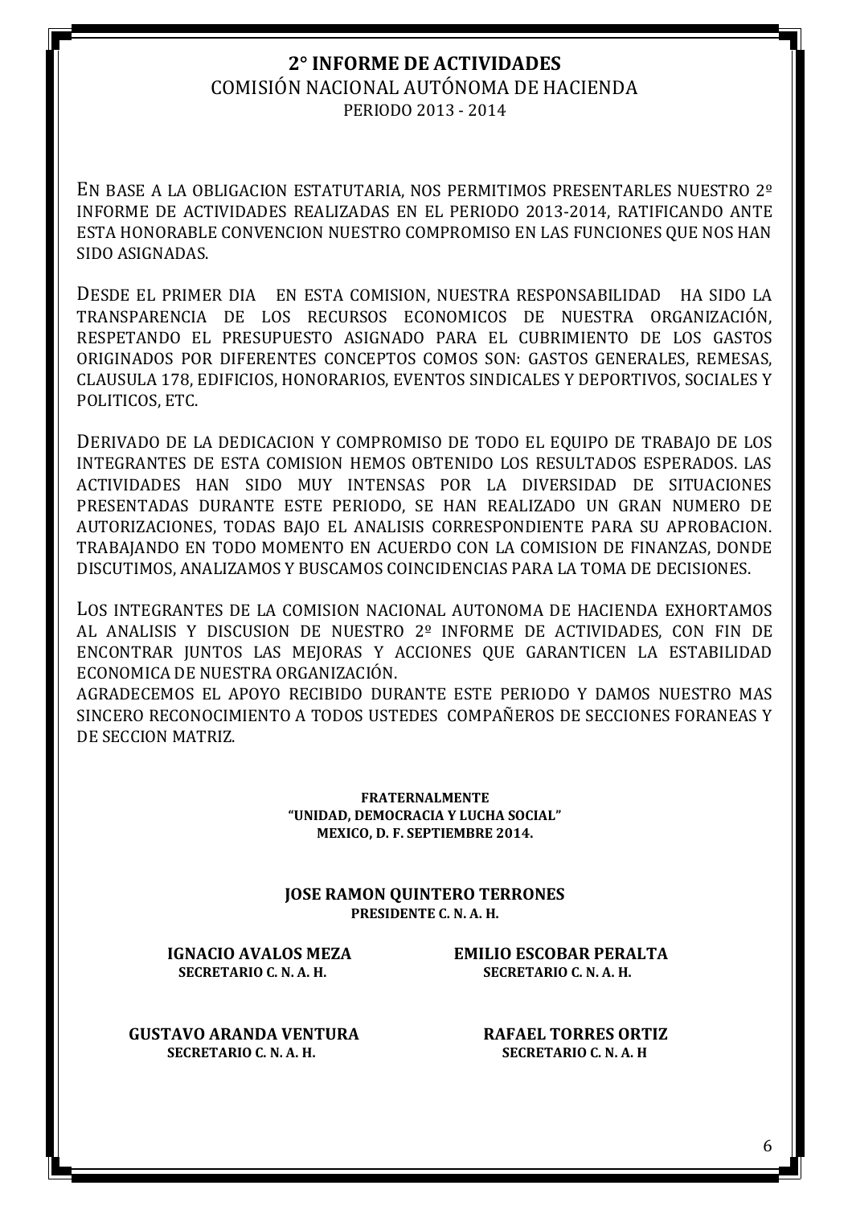# 2° INFORME DE ACTIVIDADES

## COMISIÓN NACIONAL AUTÓNOMA DE HACIENDA

PERIODO 2013 - 2014

EN BASE A LA OBLIGACION ESTATUTARIA, NOS PERMITIMOS PRESENTARLES NUESTRO 2º INFORME DE ACTIVIDADES REALIZADAS EN EL PERIODO 2013-2014, RATIFICANDO ANTE ESTA HONORABLE CONVENCION NUESTRO COMPROMISO EN LAS FUNCIONES QUE NOS HAN SIDO ASIGNADAS.

DESDE EL PRIMER DIA EN ESTA COMISION, NUESTRA RESPONSABILIDAD HA SIDO LA TRANSPARENCIA DE LOS RECURSOS ECONOMICOS DE NUESTRA ORGANIZACIÓN, RESPETANDO EL PRESUPUESTO ASIGNADO PARA EL CUBRIMIENTO DE LOS GASTOS ORIGINADOS POR DIFERENTES CONCEPTOS COMOS SON: GASTOS GENERALES, REMESAS, CLAUSULA 178, EDIFICIOS, HONORARIOS, EVENTOS SINDICALES Y DEPORTIVOS, SOCIALES Y POLITICOS, ETC.

DERIVADO DE LA DEDICACION Y COMPROMISO DE TODO EL EQUIPO DE TRABAJO DE LOS INTEGRANTES DE ESTA COMISION HEMOS OBTENIDO LOS RESULTADOS ESPERADOS. LAS ACTIVIDADES HAN SIDO MUY INTENSAS POR LA DIVERSIDAD DE SITUACIONES PRESENTADAS DURANTE ESTE PERIODO, SE HAN REALIZADO UN GRAN NUMERO DE AUTORIZACIONES, TODAS BAJO EL ANALISIS CORRESPONDIENTE PARA SU APROBACION. TRABAJANDO EN TODO MOMENTO EN ACUERDO CON LA COMISION DE FINANZAS, DONDE DISCUTIMOS, ANALIZAMOS Y BUSCAMOS COINCIDENCIAS PARA LA TOMA DE DECISIONES.

LOS INTEGRANTES DE LA COMISION NACIONAL AUTONOMA DE HACIENDA EXHORTAMOS AL ANALISIS Y DISCUSION DE NUESTRO 2º INFORME DE ACTIVIDADES, CON FIN DE ENCONTRAR JUNTOS LAS MEJORAS Y ACCIONES QUE GARANTICEN LA ESTABILIDAD ECONOMICA DE NUESTRA ORGANIZACIÓN.
AGRADECEMOS EL APOYO RECIBIDO DURANTE ESTE PERIODO Y DAMOS NUESTRO MAS SINCERO RECONOCIMIENTO A TODOS USTEDES COMPAÑEROS DE SECCIONES FORANEAS Y DE SECCION MATRIZ.

**FRATERNALMENTE**
**"UNIDAD, DEMOCRACIA Y LUCHA SOCIAL"**
**MEXICO, D. F. SEPTIEMBRE 2014.**

**JOSE RAMON QUINTERO TERRONES**
**PRESIDENTE C. N. A. H.**

**IGNACIO AVALOS MEZA**
**SECRETARIO C. N. A. H.**

**EMILIO ESCOBAR PERALTA**
**SECRETARIO C. N. A. H.**

**GUSTAVO ARANDA VENTURA**
**SECRETARIO C. N. A. H.**

**RAFAEL TORRES ORTIZ**
**SECRETARIO C. N. A. H**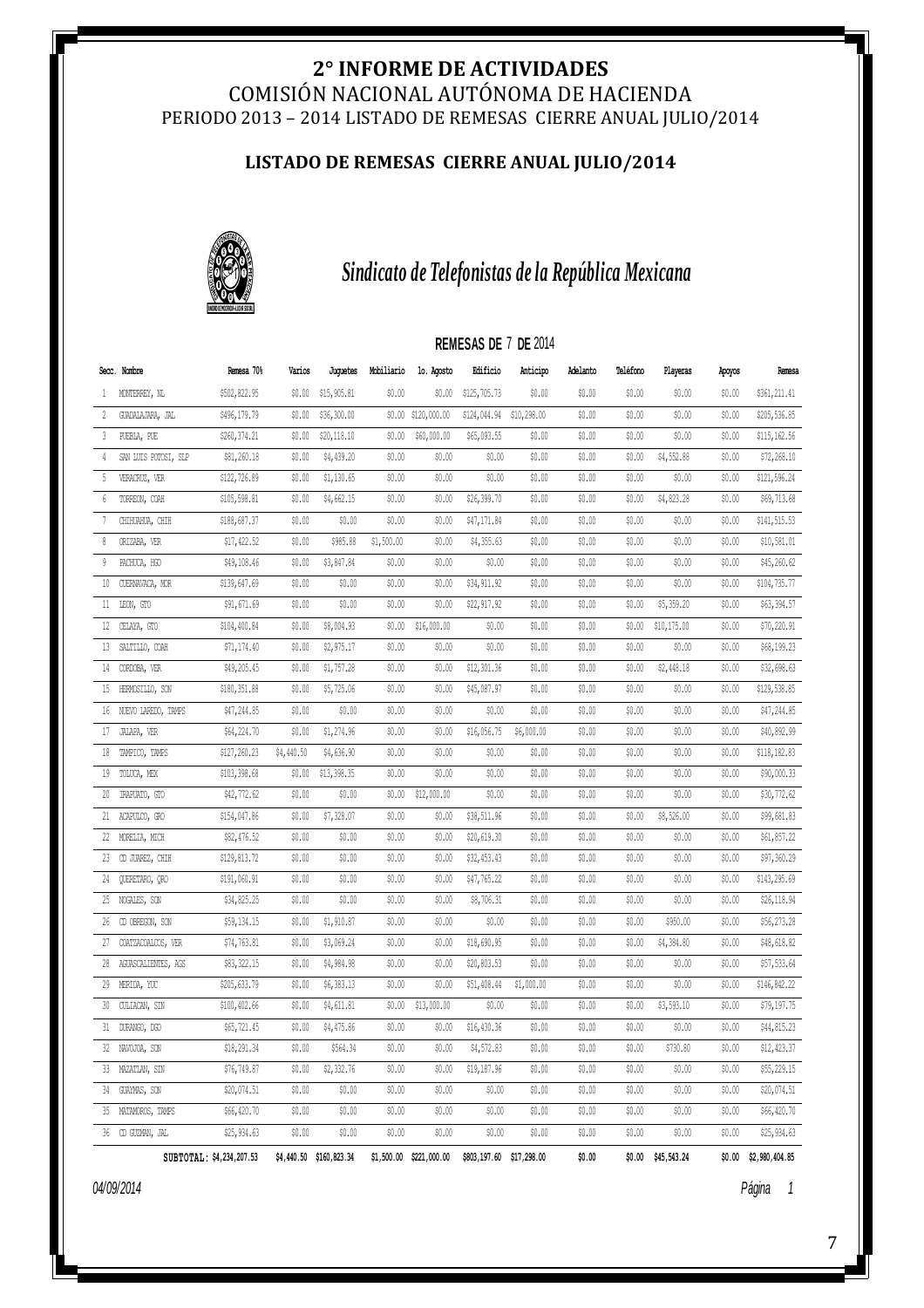# 2° INFORME DE ACTIVIDADES

## COMISIÓN NACIONAL AUTÓNOMA DE HACIENDA

PERIODO 2013 – 2014 LISTADO DE REMESAS CIERRE ANUAL JULIO/2014

### LISTADO DE REMESAS CIERRE ANUAL JULIO/2014

*Sindicato de Telefonistas de la República Mexicana*

**REMESAS DE 7 DE 2014**

| Secc. | Nombre | Remesa 70% | Varios | Juguetes | Mobiliario | 1o. Agosto | Edificio | Anticipo | Adelanto | Teléfono | Playeras | Apoyos | Remesa |
|---|---|---|---|---|---|---|---|---|---|---|---|---|---|
| 1 | MONTERREY, NL | $502,822.95 | $0.00 | $15,905.81 | $0.00 | $0.00 | $125,705.73 | $0.00 | $0.00 | $0.00 | $0.00 | $0.00 | $361,211.41 |
| 2 | GUADALAJARA, JAL | $496,179.79 | $0.00 | $36,300.00 | $0.00 | $120,000.00 | $124,044.94 | $10,298.00 | $0.00 | $0.00 | $0.00 | $0.00 | $205,536.85 |
| 3 | PUEBLA, PUE | $260,374.21 | $0.00 | $20,118.10 | $0.00 | $60,000.00 | $65,093.55 | $0.00 | $0.00 | $0.00 | $0.00 | $0.00 | $115,162.56 |
| 4 | SAN LUIS POTOSI, SLP | $81,260.18 | $0.00 | $4,439.20 | $0.00 | $0.00 | $0.00 | $0.00 | $0.00 | $0.00 | $4,552.88 | $0.00 | $72,268.10 |
| 5 | VERACRUZ, VER | $122,726.89 | $0.00 | $1,130.65 | $0.00 | $0.00 | $0.00 | $0.00 | $0.00 | $0.00 | $0.00 | $0.00 | $121,596.24 |
| 6 | TORREON, COAH | $105,598.81 | $0.00 | $4,662.15 | $0.00 | $0.00 | $26,399.70 | $0.00 | $0.00 | $0.00 | $4,823.28 | $0.00 | $69,713.68 |
| 7 | CHIHUAHUA, CHIH | $188,687.37 | $0.00 | $0.00 | $0.00 | $0.00 | $47,171.84 | $0.00 | $0.00 | $0.00 | $0.00 | $0.00 | $141,515.53 |
| 8 | ORIZABA, VER | $17,422.52 | $0.00 | $985.88 | $1,500.00 | $0.00 | $4,355.63 | $0.00 | $0.00 | $0.00 | $0.00 | $0.00 | $10,581.01 |
| 9 | PACHUCA, HGO | $49,108.46 | $0.00 | $3,847.84 | $0.00 | $0.00 | $0.00 | $0.00 | $0.00 | $0.00 | $0.00 | $0.00 | $45,260.62 |
| 10 | CUERNAVACA, MOR | $139,647.69 | $0.00 | $0.00 | $0.00 | $0.00 | $34,911.92 | $0.00 | $0.00 | $0.00 | $0.00 | $0.00 | $104,735.77 |
| 11 | LEON, GTO | $91,671.69 | $0.00 | $0.00 | $0.00 | $0.00 | $22,917.92 | $0.00 | $0.00 | $0.00 | $5,359.20 | $0.00 | $63,394.57 |
| 12 | CELAYA, GTO | $104,400.84 | $0.00 | $8,004.93 | $0.00 | $16,000.00 | $0.00 | $0.00 | $0.00 | $0.00 | $10,175.00 | $0.00 | $70,220.91 |
| 13 | SALTILLO, COAH | $71,174.40 | $0.00 | $2,975.17 | $0.00 | $0.00 | $0.00 | $0.00 | $0.00 | $0.00 | $0.00 | $0.00 | $68,199.23 |
| 14 | CORDOBA, VER | $49,205.45 | $0.00 | $1,757.28 | $0.00 | $0.00 | $12,301.36 | $0.00 | $0.00 | $0.00 | $2,448.18 | $0.00 | $32,698.63 |
| 15 | HERMOSILLO, SON | $180,351.88 | $0.00 | $5,725.06 | $0.00 | $0.00 | $45,087.97 | $0.00 | $0.00 | $0.00 | $0.00 | $0.00 | $129,538.85 |
| 16 | NUEVO LAREDO, TAMPS | $47,244.85 | $0.00 | $0.00 | $0.00 | $0.00 | $0.00 | $0.00 | $0.00 | $0.00 | $0.00 | $0.00 | $47,244.85 |
| 17 | JALAPA, VER | $64,224.70 | $0.00 | $1,274.96 | $0.00 | $0.00 | $16,056.75 | $6,000.00 | $0.00 | $0.00 | $0.00 | $0.00 | $40,892.99 |
| 18 | TAMPICO, TAMPS | $127,260.23 | $4,440.50 | $4,636.90 | $0.00 | $0.00 | $0.00 | $0.00 | $0.00 | $0.00 | $0.00 | $0.00 | $118,182.83 |
| 19 | TOLUCA, MEX | $103,398.68 | $0.00 | $13,398.35 | $0.00 | $0.00 | $0.00 | $0.00 | $0.00 | $0.00 | $0.00 | $0.00 | $90,000.33 |
| 20 | IRAPUATO, GTO | $42,772.62 | $0.00 | $0.00 | $0.00 | $12,000.00 | $0.00 | $0.00 | $0.00 | $0.00 | $0.00 | $0.00 | $30,772.62 |
| 21 | ACAPULCO, GRO | $154,047.86 | $0.00 | $7,328.07 | $0.00 | $0.00 | $38,511.96 | $0.00 | $0.00 | $0.00 | $8,526.00 | $0.00 | $99,681.83 |
| 22 | MORELIA, MICH | $82,476.52 | $0.00 | $0.00 | $0.00 | $0.00 | $20,619.30 | $0.00 | $0.00 | $0.00 | $0.00 | $0.00 | $61,857.22 |
| 23 | CD JUAREZ, CHIH | $129,813.72 | $0.00 | $0.00 | $0.00 | $0.00 | $32,453.43 | $0.00 | $0.00 | $0.00 | $0.00 | $0.00 | $97,360.29 |
| 24 | QUERETARO, QRO | $191,060.91 | $0.00 | $0.00 | $0.00 | $0.00 | $47,765.22 | $0.00 | $0.00 | $0.00 | $0.00 | $0.00 | $143,295.69 |
| 25 | NOGALES, SON | $34,825.25 | $0.00 | $0.00 | $0.00 | $0.00 | $8,706.31 | $0.00 | $0.00 | $0.00 | $0.00 | $0.00 | $26,118.94 |
| 26 | CD OBREGON, SON | $59,134.15 | $0.00 | $1,910.87 | $0.00 | $0.00 | $0.00 | $0.00 | $0.00 | $0.00 | $950.00 | $0.00 | $56,273.28 |
| 27 | COATZACOALCOS, VER | $74,763.81 | $0.00 | $3,069.24 | $0.00 | $0.00 | $18,690.95 | $0.00 | $0.00 | $0.00 | $4,384.80 | $0.00 | $48,618.82 |
| 28 | AGUASCALIENTES, AGS | $83,322.15 | $0.00 | $4,984.98 | $0.00 | $0.00 | $20,803.53 | $0.00 | $0.00 | $0.00 | $0.00 | $0.00 | $57,533.64 |
| 29 | MERIDA, YUC | $205,633.79 | $0.00 | $6,383.13 | $0.00 | $0.00 | $51,408.44 | $1,000.00 | $0.00 | $0.00 | $0.00 | $0.00 | $146,842.22 |
| 30 | CULIACAN, SIN | $100,402.66 | $0.00 | $4,611.81 | $0.00 | $13,000.00 | $0.00 | $0.00 | $0.00 | $0.00 | $3,593.10 | $0.00 | $79,197.75 |
| 31 | DURANGO, DGO | $65,721.45 | $0.00 | $4,475.86 | $0.00 | $0.00 | $16,430.36 | $0.00 | $0.00 | $0.00 | $0.00 | $0.00 | $44,815.23 |
| 32 | NAVOJOA, SON | $18,291.34 | $0.00 | $564.34 | $0.00 | $0.00 | $4,572.83 | $0.00 | $0.00 | $0.00 | $730.80 | $0.00 | $12,423.37 |
| 33 | MAZATLAN, SIN | $76,749.87 | $0.00 | $2,332.76 | $0.00 | $0.00 | $19,187.96 | $0.00 | $0.00 | $0.00 | $0.00 | $0.00 | $55,229.15 |
| 34 | GUAYMAS, SON | $20,074.51 | $0.00 | $0.00 | $0.00 | $0.00 | $0.00 | $0.00 | $0.00 | $0.00 | $0.00 | $0.00 | $20,074.51 |
| 35 | MATAMOROS, TAMPS | $66,420.70 | $0.00 | $0.00 | $0.00 | $0.00 | $0.00 | $0.00 | $0.00 | $0.00 | $0.00 | $0.00 | $66,420.70 |
| 36 | CD GUZMAN, JAL | $25,934.63 | $0.00 | $0.00 | $0.00 | $0.00 | $0.00 | $0.00 | $0.00 | $0.00 | $0.00 | $0.00 | $25,934.63 |
| | **SUBTOTAL:** | **$4,234,207.53** | **$4,440.50** | **$160,823.34** | **$1,500.00** | **$221,000.00** | **$803,197.60** | **$17,298.00** | **$0.00** | **$0.00** | **$45,543.24** | **$0.00** | **$2,980,404.85** |

*04/09/2014* *Página 1*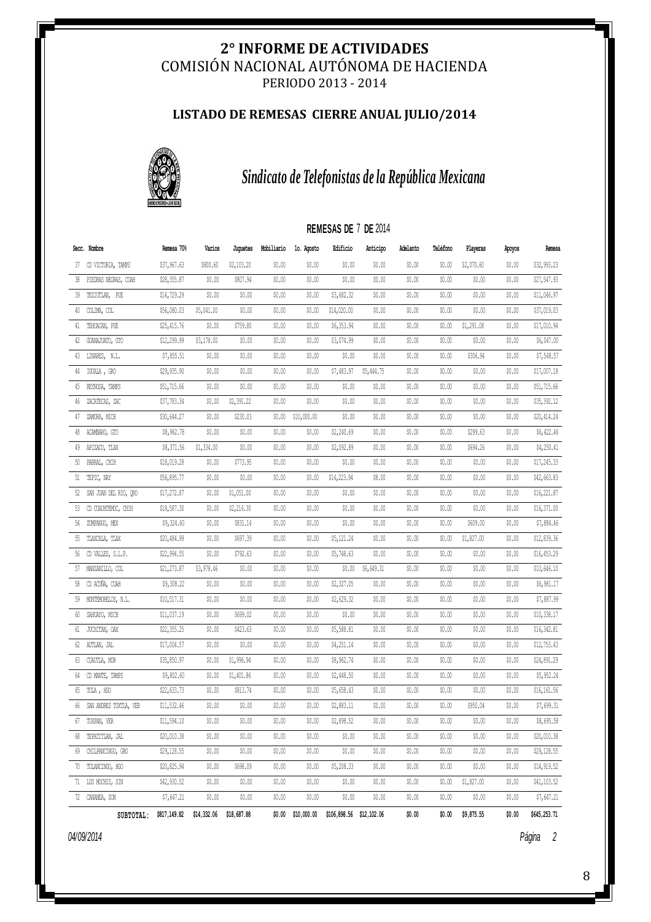# 2° INFORME DE ACTIVIDADES

COMISIÓN NACIONAL AUTÓNOMA DE HACIENDA

PERIODO 2013 - 2014

## LISTADO DE REMESAS CIERRE ANUAL JULIO/2014

*Sindicato de Telefonistas de la República Mexicana*

**REMESAS DE 7 DE 2014**

| Secc. | Nombre | Remesa 70% | Varios | Juguetes | Mobiliario | 1o. Agosto | Edificio | Anticipo | Adelanto | Teléfono | Playeras | Apoyos | Remesa |
|---|---|---|---|---|---|---|---|---|---|---|---|---|---|
| 37 | CD VICTORIA, TAMPS | $37,967.63 | $800.60 | $2,103.20 | $0.00 | $0.00 | $0.00 | $0.00 | $0.00 | $0.00 | $2,070.60 | $0.00 | $32,993.23 |
| 38 | PIEDRAS NEGRAS, COAH | $28,355.87 | $0.00 | $807.94 | $0.00 | $0.00 | $0.00 | $0.00 | $0.00 | $0.00 | $0.00 | $0.00 | $27,547.93 |
| 39 | TEZIUTLAN, PUE | $14,729.29 | $0.00 | $0.00 | $0.00 | $0.00 | $3,682.32 | $0.00 | $0.00 | $0.00 | $0.00 | $0.00 | $11,046.97 |
| 40 | COLIMA, COL | $56,080.03 | $5,041.00 | $0.00 | $0.00 | $0.00 | $14,020.00 | $0.00 | $0.00 | $0.00 | $0.00 | $0.00 | $37,019.03 |
| 41 | TEHUACAN, PUE | $25,415.76 | $0.00 | $759.80 | $0.00 | $0.00 | $6,353.94 | $0.00 | $0.00 | $0.00 | $1,291.08 | $0.00 | $17,010.94 |
| 42 | GUANAJUATO, GTO | $12,299.99 | $3,178.00 | $0.00 | $0.00 | $0.00 | $3,074.99 | $0.00 | $0.00 | $0.00 | $0.00 | $0.00 | $6,047.00 |
| 43 | LINARES, N.L. | $7,855.51 | $0.00 | $0.00 | $0.00 | $0.00 | $0.00 | $0.00 | $0.00 | $0.00 | $306.94 | $0.00 | $7,548.57 |
| 44 | IGUALA , GRO | $29,935.90 | $0.00 | $0.00 | $0.00 | $0.00 | $7,483.97 | $5,444.75 | $0.00 | $0.00 | $0.00 | $0.00 | $17,007.18 |
| 45 | REYNOSA, TAMPS | $51,715.66 | $0.00 | $0.00 | $0.00 | $0.00 | $0.00 | $0.00 | $0.00 | $0.00 | $0.00 | $0.00 | $51,715.66 |
| 46 | ZACATECAS, ZAC | $37,783.34 | $0.00 | $2,391.22 | $0.00 | $0.00 | $0.00 | $0.00 | $0.00 | $0.00 | $0.00 | $0.00 | $35,392.12 |
| 47 | ZAMORA, MICH | $30,644.27 | $0.00 | $230.03 | $0.00 | $10,000.00 | $0.00 | $0.00 | $0.00 | $0.00 | $0.00 | $0.00 | $20,414.24 |
| 48 | ACAMBARO, GTO | $8,962.78 | $0.00 | $0.00 | $0.00 | $0.00 | $2,240.69 | $0.00 | $0.00 | $0.00 | $299.63 | $0.00 | $6,422.46 |
| 49 | APIZACO, TLAX | $8,371.56 | $1,334.00 | $0.00 | $0.00 | $0.00 | $2,092.89 | $0.00 | $0.00 | $0.00 | $694.26 | $0.00 | $4,250.41 |
| 50 | PARRAL, CHIH | $18,019.28 | $0.00 | $773.95 | $0.00 | $0.00 | $0.00 | $0.00 | $0.00 | $0.00 | $0.00 | $0.00 | $17,245.33 |
| 51 | TEPIC, NAY | $56,895.77 | $0.00 | $0.00 | $0.00 | $0.00 | $14,223.94 | $8.00 | $0.00 | $0.00 | $0.00 | $0.00 | $42,663.83 |
| 52 | SAN JUAN DEL RIO, QRO | $17,272.87 | $0.00 | $1,051.00 | $0.00 | $0.00 | $0.00 | $0.00 | $0.00 | $0.00 | $0.00 | $0.00 | $16,221.87 |
| 53 | CD CUAUHTEMOC, CHIH | $18,587.30 | $0.00 | $2,216.30 | $0.00 | $0.00 | $0.00 | $0.00 | $0.00 | $0.00 | $0.00 | $0.00 | $16,371.00 |
| 54 | ZUMPANGO, MEX | $9,324.60 | $0.00 | $831.14 | $0.00 | $0.00 | $0.00 | $0.00 | $0.00 | $0.00 | $609.00 | $0.00 | $7,884.46 |
| 55 | TLAXCALA, TLAX | $20,484.99 | $0.00 | $697.39 | $0.00 | $0.00 | $5,121.24 | $0.00 | $0.00 | $0.00 | $1,827.00 | $0.00 | $12,839.36 |
| 56 | CD VALLES, S.L.P. | $22,994.55 | $0.00 | $792.63 | $0.00 | $0.00 | $5,748.63 | $0.00 | $0.00 | $0.00 | $0.00 | $0.00 | $16,453.29 |
| 57 | MANZANILLO, COL | $21,273.87 | $3,978.46 | $0.00 | $0.00 | $0.00 | $0.00 | $6,649.31 | $0.00 | $0.00 | $0.00 | $0.00 | $10,646.10 |
| 58 | CD ACUÑA, COAH | $9,308.22 | $0.00 | $0.00 | $0.00 | $0.00 | $2,327.05 | $0.00 | $0.00 | $0.00 | $0.00 | $0.00 | $6,981.17 |
| 59 | MONTEMORELOS, N.L. | $10,517.31 | $0.00 | $0.00 | $0.00 | $0.00 | $2,629.32 | $0.00 | $0.00 | $0.00 | $0.00 | $0.00 | $7,887.99 |
| 60 | SAHUAYO, MICH | $11,037.19 | $0.00 | $699.02 | $0.00 | $0.00 | $0.00 | $0.00 | $0.00 | $0.00 | $0.00 | $0.00 | $10,338.17 |
| 61 | JUCHITAN, OAX | $22,355.25 | $0.00 | $423.63 | $0.00 | $0.00 | $5,588.81 | $0.00 | $0.00 | $0.00 | $0.00 | $0.00 | $16,342.81 |
| 62 | AUTLAN, JAL | $17,004.57 | $0.00 | $0.00 | $0.00 | $0.00 | $4,251.14 | $0.00 | $0.00 | $0.00 | $0.00 | $0.00 | $12,753.43 |
| 63 | CUAUTLA, MOR | $35,850.97 | $0.00 | $1,996.94 | $0.00 | $0.00 | $8,962.74 | $0.00 | $0.00 | $0.00 | $0.00 | $0.00 | $24,891.29 |
| 64 | CD MANTE, TAMPS | $9,802.60 | $0.00 | $1,401.86 | $0.00 | $0.00 | $2,448.50 | $0.00 | $0.00 | $0.00 | $0.00 | $0.00 | $5,952.24 |
| 65 | TULA , HGO | $22,633.73 | $0.00 | $813.74 | $0.00 | $0.00 | $5,658.43 | $0.00 | $0.00 | $0.00 | $0.00 | $0.00 | $16,161.56 |
| 66 | SAN ANDRES TUXTLA, VER | $11,532.46 | $0.00 | $0.00 | $0.00 | $0.00 | $2,883.11 | $0.00 | $0.00 | $0.00 | $950.04 | $0.00 | $7,699.31 |
| 67 | TUXPAN, VER | $11,594.10 | $0.00 | $0.00 | $0.00 | $0.00 | $2,898.52 | $0.00 | $0.00 | $0.00 | $0.00 | $0.00 | $8,695.58 |
| 68 | TEPATITLAN, JAL | $20,010.38 | $0.00 | $0.00 | $0.00 | $0.00 | $0.00 | $0.00 | $0.00 | $0.00 | $0.00 | $0.00 | $20,010.38 |
| 69 | CHILPANCINGO, GRO | $29,128.55 | $0.00 | $0.00 | $0.00 | $0.00 | $0.00 | $0.00 | $0.00 | $0.00 | $0.00 | $0.00 | $29,128.55 |
| 70 | TULANCINGO, HGO | $20,825.94 | $0.00 | $698.09 | $0.00 | $0.00 | $5,208.33 | $0.00 | $0.00 | $0.00 | $0.00 | $0.00 | $14,919.52 |
| 71 | LOS MOCHIS, SIN | $42,930.52 | $0.00 | $0.00 | $0.00 | $0.00 | $0.00 | $0.00 | $0.00 | $0.00 | $1,827.00 | $0.00 | $41,103.52 |
| 72 | CANANEA, SON | $7,647.21 | $0.00 | $0.00 | $0.00 | $0.00 | $0.00 | $0.00 | $0.00 | $0.00 | $0.00 | $0.00 | $7,647.21 |
| | **SUBTOTAL:** | **$817,149.82** | **$14,332.06** | **$18,687.88** | **$0.00** | **$10,000.00** | **$106,898.56** | **$12,102.06** | **$0.00** | **$0.00** | **$9,875.55** | **$0.00** | **$645,253.71** |

*04/09/2014*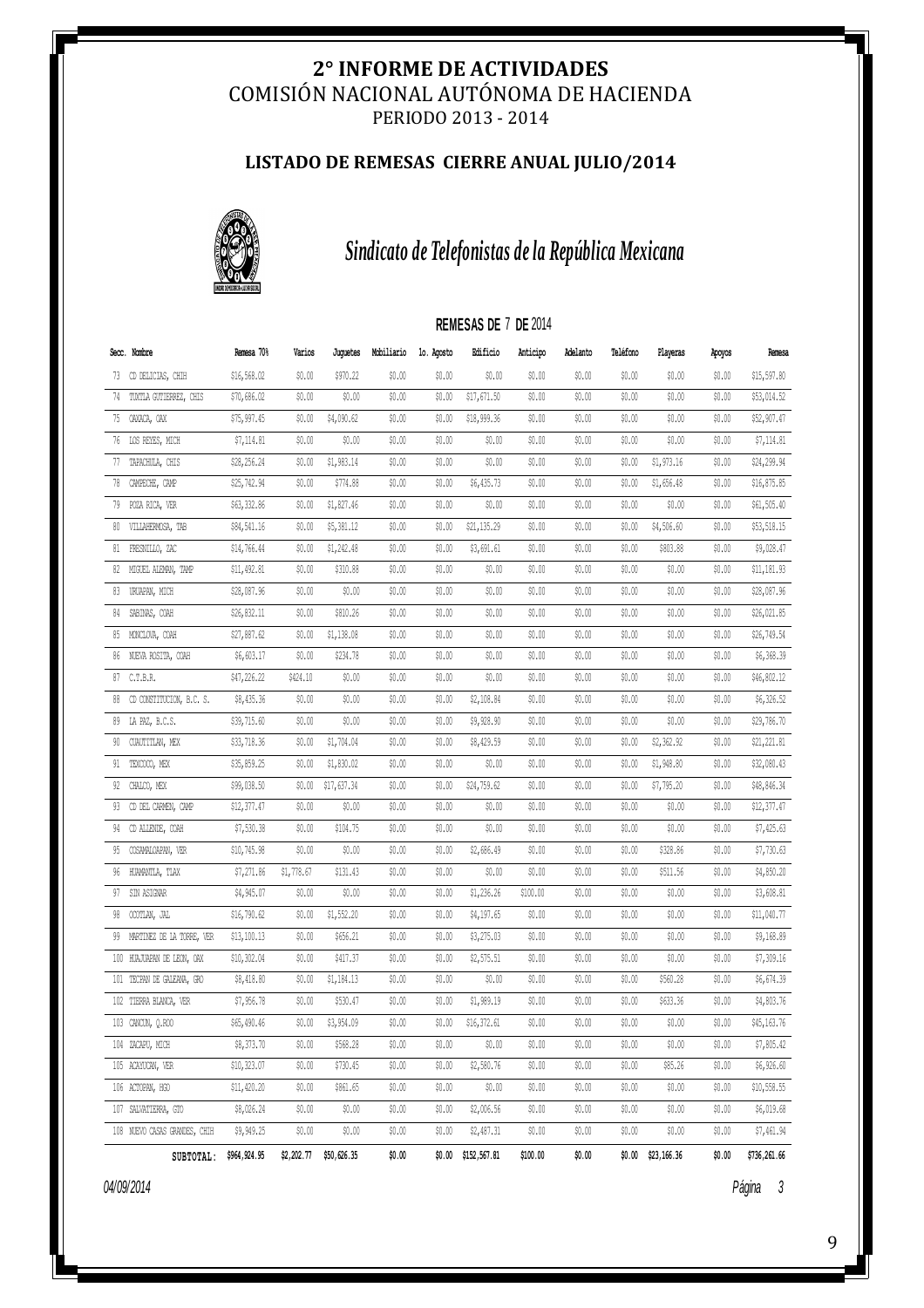# 2° INFORME DE ACTIVIDADES

COMISIÓN NACIONAL AUTÓNOMA DE HACIENDA

PERIODO 2013 - 2014

## LISTADO DE REMESAS CIERRE ANUAL JULIO/2014

*Sindicato de Telefonistas de la República Mexicana*

### REMESAS DE 7 DE 2014

| Secc. | Nombre | Remesa 70% | Varios | Juguetes | Mobiliario | 1o. Agosto | Edificio | Anticipo | Adelanto | Teléfono | Playeras | Apoyos | Remesa |
|---|---|---|---|---|---|---|---|---|---|---|---|---|---|
| 73 | CD DELICIAS, CHIH | $16,568.02 | $0.00 | $970.22 | $0.00 | $0.00 | $0.00 | $0.00 | $0.00 | $0.00 | $0.00 | $0.00 | $15,597.80 |
| 74 | TUXTLA GUTIERREZ, CHIS | $70,686.02 | $0.00 | $0.00 | $0.00 | $0.00 | $17,671.50 | $0.00 | $0.00 | $0.00 | $0.00 | $0.00 | $53,014.52 |
| 75 | OAXACA, OAX | $75,997.45 | $0.00 | $4,090.62 | $0.00 | $0.00 | $18,999.36 | $0.00 | $0.00 | $0.00 | $0.00 | $0.00 | $52,907.47 |
| 76 | LOS REYES, MICH | $7,114.81 | $0.00 | $0.00 | $0.00 | $0.00 | $0.00 | $0.00 | $0.00 | $0.00 | $0.00 | $0.00 | $7,114.81 |
| 77 | TAPACHULA, CHIS | $28,256.24 | $0.00 | $1,983.14 | $0.00 | $0.00 | $0.00 | $0.00 | $0.00 | $0.00 | $1,973.16 | $0.00 | $24,299.94 |
| 78 | CAMPECHE, CAMP | $25,742.94 | $0.00 | $774.88 | $0.00 | $0.00 | $6,435.73 | $0.00 | $0.00 | $0.00 | $1,656.48 | $0.00 | $16,875.85 |
| 79 | POZA RICA, VER | $63,332.86 | $0.00 | $1,827.46 | $0.00 | $0.00 | $0.00 | $0.00 | $0.00 | $0.00 | $0.00 | $0.00 | $61,505.40 |
| 80 | VILLAHERMOSA, TAB | $84,541.16 | $0.00 | $5,381.12 | $0.00 | $0.00 | $21,135.29 | $0.00 | $0.00 | $0.00 | $4,506.60 | $0.00 | $53,518.15 |
| 81 | FRESNILLO, ZAC | $14,766.44 | $0.00 | $1,242.48 | $0.00 | $0.00 | $3,691.61 | $0.00 | $0.00 | $0.00 | $803.88 | $0.00 | $9,028.47 |
| 82 | MIGUEL ALEMAN, TAMP | $11,492.81 | $0.00 | $310.88 | $0.00 | $0.00 | $0.00 | $0.00 | $0.00 | $0.00 | $0.00 | $0.00 | $11,181.93 |
| 83 | URUAPAN, MICH | $28,087.96 | $0.00 | $0.00 | $0.00 | $0.00 | $0.00 | $0.00 | $0.00 | $0.00 | $0.00 | $0.00 | $28,087.96 |
| 84 | SABINAS, COAH | $26,832.11 | $0.00 | $810.26 | $0.00 | $0.00 | $0.00 | $0.00 | $0.00 | $0.00 | $0.00 | $0.00 | $26,021.85 |
| 85 | MONCLOVA, COAH | $27,887.62 | $0.00 | $1,138.08 | $0.00 | $0.00 | $0.00 | $0.00 | $0.00 | $0.00 | $0.00 | $0.00 | $26,749.54 |
| 86 | NUEVA ROSITA, COAH | $6,603.17 | $0.00 | $234.78 | $0.00 | $0.00 | $0.00 | $0.00 | $0.00 | $0.00 | $0.00 | $0.00 | $6,368.39 |
| 87 | C.T.B.R. | $47,226.22 | $424.10 | $0.00 | $0.00 | $0.00 | $0.00 | $0.00 | $0.00 | $0.00 | $0.00 | $0.00 | $46,802.12 |
| 88 | CD CONSTITUCION, B.C. S. | $8,435.36 | $0.00 | $0.00 | $0.00 | $0.00 | $2,108.84 | $0.00 | $0.00 | $0.00 | $0.00 | $0.00 | $6,326.52 |
| 89 | LA PAZ, B.C.S. | $39,715.60 | $0.00 | $0.00 | $0.00 | $0.00 | $9,928.90 | $0.00 | $0.00 | $0.00 | $0.00 | $0.00 | $29,786.70 |
| 90 | CUAUTITLAN, MEX | $33,718.36 | $0.00 | $1,704.04 | $0.00 | $0.00 | $8,429.59 | $0.00 | $0.00 | $0.00 | $2,362.92 | $0.00 | $21,221.81 |
| 91 | TEXCOCO, MEX | $35,859.25 | $0.00 | $1,830.02 | $0.00 | $0.00 | $0.00 | $0.00 | $0.00 | $0.00 | $1,948.80 | $0.00 | $32,080.43 |
| 92 | CHALCO, MEX | $99,038.50 | $0.00 | $17,637.34 | $0.00 | $0.00 | $24,759.62 | $0.00 | $0.00 | $0.00 | $7,795.20 | $0.00 | $48,846.34 |
| 93 | CD DEL CARMEN, CAMP | $12,377.47 | $0.00 | $0.00 | $0.00 | $0.00 | $0.00 | $0.00 | $0.00 | $0.00 | $0.00 | $0.00 | $12,377.47 |
| 94 | CD ALLENDE, COAH | $7,530.38 | $0.00 | $104.75 | $0.00 | $0.00 | $0.00 | $0.00 | $0.00 | $0.00 | $0.00 | $0.00 | $7,425.63 |
| 95 | COSAMALOAPAN, VER | $10,745.98 | $0.00 | $0.00 | $0.00 | $0.00 | $2,686.49 | $0.00 | $0.00 | $0.00 | $328.86 | $0.00 | $7,730.63 |
| 96 | HUAMANTLA, TLAX | $7,271.86 | $1,778.67 | $131.43 | $0.00 | $0.00 | $0.00 | $0.00 | $0.00 | $0.00 | $511.56 | $0.00 | $4,850.20 |
| 97 | SIN ASIGNAR | $4,945.07 | $0.00 | $0.00 | $0.00 | $0.00 | $1,236.26 | $100.00 | $0.00 | $0.00 | $0.00 | $0.00 | $3,608.81 |
| 98 | OCOTLAN, JAL | $16,790.62 | $0.00 | $1,552.20 | $0.00 | $0.00 | $4,197.65 | $0.00 | $0.00 | $0.00 | $0.00 | $0.00 | $11,040.77 |
| 99 | MARTINEZ DE LA TORRE, VER | $13,100.13 | $0.00 | $656.21 | $0.00 | $0.00 | $3,275.03 | $0.00 | $0.00 | $0.00 | $0.00 | $0.00 | $9,168.89 |
| 100 | HUAJUAPAN DE LEON, OAX | $10,302.04 | $0.00 | $417.37 | $0.00 | $0.00 | $2,575.51 | $0.00 | $0.00 | $0.00 | $0.00 | $0.00 | $7,309.16 |
| 101 | TECPAN DE GALEANA, GRO | $8,418.80 | $0.00 | $1,184.13 | $0.00 | $0.00 | $0.00 | $0.00 | $0.00 | $0.00 | $560.28 | $0.00 | $6,674.39 |
| 102 | TIERRA BLANCA, VER | $7,956.78 | $0.00 | $530.47 | $0.00 | $0.00 | $1,989.19 | $0.00 | $0.00 | $0.00 | $633.36 | $0.00 | $4,803.76 |
| 103 | CANCUN, Q.ROO | $65,490.46 | $0.00 | $3,954.09 | $0.00 | $0.00 | $16,372.61 | $0.00 | $0.00 | $0.00 | $0.00 | $0.00 | $45,163.76 |
| 104 | ZACAPU, MICH | $8,373.70 | $0.00 | $568.28 | $0.00 | $0.00 | $0.00 | $0.00 | $0.00 | $0.00 | $0.00 | $0.00 | $7,805.42 |
| 105 | ACAYUCAN, VER | $10,323.07 | $0.00 | $730.45 | $0.00 | $0.00 | $2,580.76 | $0.00 | $0.00 | $0.00 | $85.26 | $0.00 | $6,926.60 |
| 106 | ACTOPAN, HGO | $11,420.20 | $0.00 | $861.65 | $0.00 | $0.00 | $0.00 | $0.00 | $0.00 | $0.00 | $0.00 | $0.00 | $10,558.55 |
| 107 | SALVATIERRA, GTO | $8,026.24 | $0.00 | $0.00 | $0.00 | $0.00 | $2,006.56 | $0.00 | $0.00 | $0.00 | $0.00 | $0.00 | $6,019.68 |
| 108 | NUEVO CASAS GRANDES, CHIH | $9,949.25 | $0.00 | $0.00 | $0.00 | $0.00 | $2,487.31 | $0.00 | $0.00 | $0.00 | $0.00 | $0.00 | $7,461.94 |
| | **SUBTOTAL:** | **$964,924.95** | **$2,202.77** | **$50,626.35** | **$0.00** | **$0.00** | **$152,567.81** | **$100.00** | **$0.00** | **$0.00** | **$23,166.36** | **$0.00** | **$736,261.66** |

*04/09/2014* *Página 3*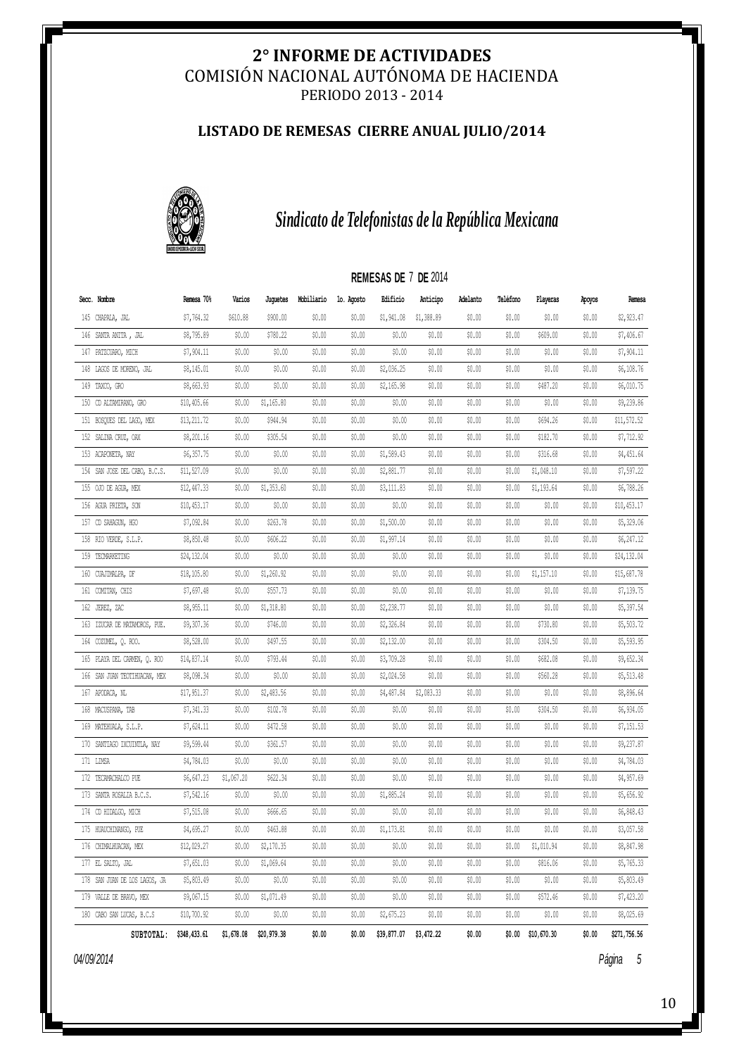# 2° INFORME DE ACTIVIDADES

## COMISIÓN NACIONAL AUTÓNOMA DE HACIENDA

PERIODO 2013 - 2014

### LISTADO DE REMESAS CIERRE ANUAL JULIO/2014

*Sindicato de Telefonistas de la República Mexicana*

**REMESAS DE 7 DE 2014**

| Secc. | Nombre | Remesa 70% | Varios | Juguetes | Mobiliario | 1o. Agosto | Edificio | Anticipo | Adelanto | Teléfono | Playeras | Apoyos | Remesa |
|---|---|---|---|---|---|---|---|---|---|---|---|---|---|
| 145 | CHAPALA, JAL | $7,764.32 | $610.88 | $900.00 | $0.00 | $0.00 | $1,941.08 | $1,388.89 | $0.00 | $0.00 | $0.00 | $0.00 | $2,923.47 |
| 146 | SANTA ANITA , JAL | $8,795.89 | $0.00 | $780.22 | $0.00 | $0.00 | $0.00 | $0.00 | $0.00 | $0.00 | $609.00 | $0.00 | $7,406.67 |
| 147 | PATZCUARO, MICH | $7,904.11 | $0.00 | $0.00 | $0.00 | $0.00 | $0.00 | $0.00 | $0.00 | $0.00 | $0.00 | $0.00 | $7,904.11 |
| 148 | LAGOS DE MORENO, JAL | $8,145.01 | $0.00 | $0.00 | $0.00 | $0.00 | $2,036.25 | $0.00 | $0.00 | $0.00 | $0.00 | $0.00 | $6,108.76 |
| 149 | TAXCO, GRO | $8,663.93 | $0.00 | $0.00 | $0.00 | $0.00 | $2,165.98 | $0.00 | $0.00 | $0.00 | $487.20 | $0.00 | $6,010.75 |
| 150 | CD ALTAMIRANO, GRO | $10,405.66 | $0.00 | $1,165.80 | $0.00 | $0.00 | $0.00 | $0.00 | $0.00 | $0.00 | $0.00 | $0.00 | $9,239.86 |
| 151 | BOSQUES DEL LAGO, MEX | $13,211.72 | $0.00 | $944.94 | $0.00 | $0.00 | $0.00 | $0.00 | $0.00 | $0.00 | $694.26 | $0.00 | $11,572.52 |
| 152 | SALINA CRUZ, OAX | $8,201.16 | $0.00 | $305.54 | $0.00 | $0.00 | $0.00 | $0.00 | $0.00 | $0.00 | $182.70 | $0.00 | $7,712.92 |
| 153 | ACAPONETA, NAY | $6,357.75 | $0.00 | $0.00 | $0.00 | $0.00 | $1,589.43 | $0.00 | $0.00 | $0.00 | $316.68 | $0.00 | $4,451.64 |
| 154 | SAN JOSE DEL CABO, B.C.S. | $11,527.09 | $0.00 | $0.00 | $0.00 | $0.00 | $2,881.77 | $0.00 | $0.00 | $0.00 | $1,048.10 | $0.00 | $7,597.22 |
| 155 | OJO DE AGUA, MEX | $12,447.33 | $0.00 | $1,353.60 | $0.00 | $0.00 | $3,111.83 | $0.00 | $0.00 | $0.00 | $1,193.64 | $0.00 | $6,788.26 |
| 156 | AGUA PRIETA, SON | $10,453.17 | $0.00 | $0.00 | $0.00 | $0.00 | $0.00 | $0.00 | $0.00 | $0.00 | $0.00 | $0.00 | $10,453.17 |
| 157 | CD SAHAGUN, HGO | $7,092.84 | $0.00 | $263.78 | $0.00 | $0.00 | $1,500.00 | $0.00 | $0.00 | $0.00 | $0.00 | $0.00 | $5,329.06 |
| 158 | RIO VERDE, S.L.P. | $8,850.48 | $0.00 | $606.22 | $0.00 | $0.00 | $1,997.14 | $0.00 | $0.00 | $0.00 | $0.00 | $0.00 | $6,247.12 |
| 159 | TECMARKETING | $24,132.04 | $0.00 | $0.00 | $0.00 | $0.00 | $0.00 | $0.00 | $0.00 | $0.00 | $0.00 | $0.00 | $24,132.04 |
| 160 | CUAJIMALPA, DF | $18,105.80 | $0.00 | $1,260.92 | $0.00 | $0.00 | $0.00 | $0.00 | $0.00 | $0.00 | $1,157.10 | $0.00 | $15,687.78 |
| 161 | COMITAN, CHIS | $7,697.48 | $0.00 | $557.73 | $0.00 | $0.00 | $0.00 | $0.00 | $0.00 | $0.00 | $0.00 | $0.00 | $7,139.75 |
| 162 | JEREZ, ZAC | $8,955.11 | $0.00 | $1,318.80 | $0.00 | $0.00 | $2,238.77 | $0.00 | $0.00 | $0.00 | $0.00 | $0.00 | $5,397.54 |
| 163 | IZUCAR DE MATAMOROS, PUE. | $9,307.36 | $0.00 | $746.00 | $0.00 | $0.00 | $2,326.84 | $0.00 | $0.00 | $0.00 | $730.80 | $0.00 | $5,503.72 |
| 164 | COZUMEL, Q. ROO. | $8,528.00 | $0.00 | $497.55 | $0.00 | $0.00 | $2,132.00 | $0.00 | $0.00 | $0.00 | $304.50 | $0.00 | $5,593.95 |
| 165 | PLAYA DEL CARMEN, Q. ROO | $14,837.14 | $0.00 | $793.44 | $0.00 | $0.00 | $3,709.28 | $0.00 | $0.00 | $0.00 | $682.08 | $0.00 | $9,652.34 |
| 166 | SAN JUAN TEOTIHUACAN, MEX | $8,098.34 | $0.00 | $0.00 | $0.00 | $0.00 | $2,024.58 | $0.00 | $0.00 | $0.00 | $560.28 | $0.00 | $5,513.48 |
| 167 | APODACA, NL | $17,951.37 | $0.00 | $2,483.56 | $0.00 | $0.00 | $4,487.84 | $2,083.33 | $0.00 | $0.00 | $0.00 | $0.00 | $8,896.64 |
| 168 | MACUSPANA, TAB | $7,341.33 | $0.00 | $102.78 | $0.00 | $0.00 | $0.00 | $0.00 | $0.00 | $0.00 | $304.50 | $0.00 | $6,934.05 |
| 169 | MATEHUALA, S.L.P. | $7,624.11 | $0.00 | $472.58 | $0.00 | $0.00 | $0.00 | $0.00 | $0.00 | $0.00 | $0.00 | $0.00 | $7,151.53 |
| 170 | SANTIAGO IXCUINTLA, NAY | $9,599.44 | $0.00 | $361.57 | $0.00 | $0.00 | $0.00 | $0.00 | $0.00 | $0.00 | $0.00 | $0.00 | $9,237.87 |
| 171 | LIMSA | $4,784.03 | $0.00 | $0.00 | $0.00 | $0.00 | $0.00 | $0.00 | $0.00 | $0.00 | $0.00 | $0.00 | $4,784.03 |
| 172 | TECAMACHALCO PUE | $6,647.23 | $1,067.20 | $622.34 | $0.00 | $0.00 | $0.00 | $0.00 | $0.00 | $0.00 | $0.00 | $0.00 | $4,957.69 |
| 173 | SANTA ROSALIA B.C.S. | $7,542.16 | $0.00 | $0.00 | $0.00 | $0.00 | $1,885.24 | $0.00 | $0.00 | $0.00 | $0.00 | $0.00 | $5,656.92 |
| 174 | CD HIDALGO, MICH | $7,515.08 | $0.00 | $666.65 | $0.00 | $0.00 | $0.00 | $0.00 | $0.00 | $0.00 | $0.00 | $0.00 | $6,848.43 |
| 175 | HUAUCHINANGO, PUE | $4,695.27 | $0.00 | $463.88 | $0.00 | $0.00 | $1,173.81 | $0.00 | $0.00 | $0.00 | $0.00 | $0.00 | $3,057.58 |
| 176 | CHIMALHUACAN, MEX | $12,029.27 | $0.00 | $2,170.35 | $0.00 | $0.00 | $0.00 | $0.00 | $0.00 | $0.00 | $1,010.94 | $0.00 | $8,847.98 |
| 177 | EL SALTO, JAL | $7,651.03 | $0.00 | $1,069.64 | $0.00 | $0.00 | $0.00 | $0.00 | $0.00 | $0.00 | $816.06 | $0.00 | $5,765.33 |
| 178 | SAN JUAN DE LOS LAGOS, JA | $5,803.49 | $0.00 | $0.00 | $0.00 | $0.00 | $0.00 | $0.00 | $0.00 | $0.00 | $0.00 | $0.00 | $5,803.49 |
| 179 | VALLE DE BRAVO, MEX | $9,067.15 | $0.00 | $1,071.49 | $0.00 | $0.00 | $0.00 | $0.00 | $0.00 | $0.00 | $572.46 | $0.00 | $7,423.20 |
| 180 | CABO SAN LUCAS, B.C.S | $10,700.92 | $0.00 | $0.00 | $0.00 | $0.00 | $2,675.23 | $0.00 | $0.00 | $0.00 | $0.00 | $0.00 | $8,025.69 |
| | **SUBTOTAL:** | $348,433.61 | $1,678.08 | $20,979.38 | $0.00 | $0.00 | $39,877.07 | $3,472.22 | $0.00 | $0.00 | $10,670.30 | $0.00 | $271,756.56 |

04/09/2014 Página 5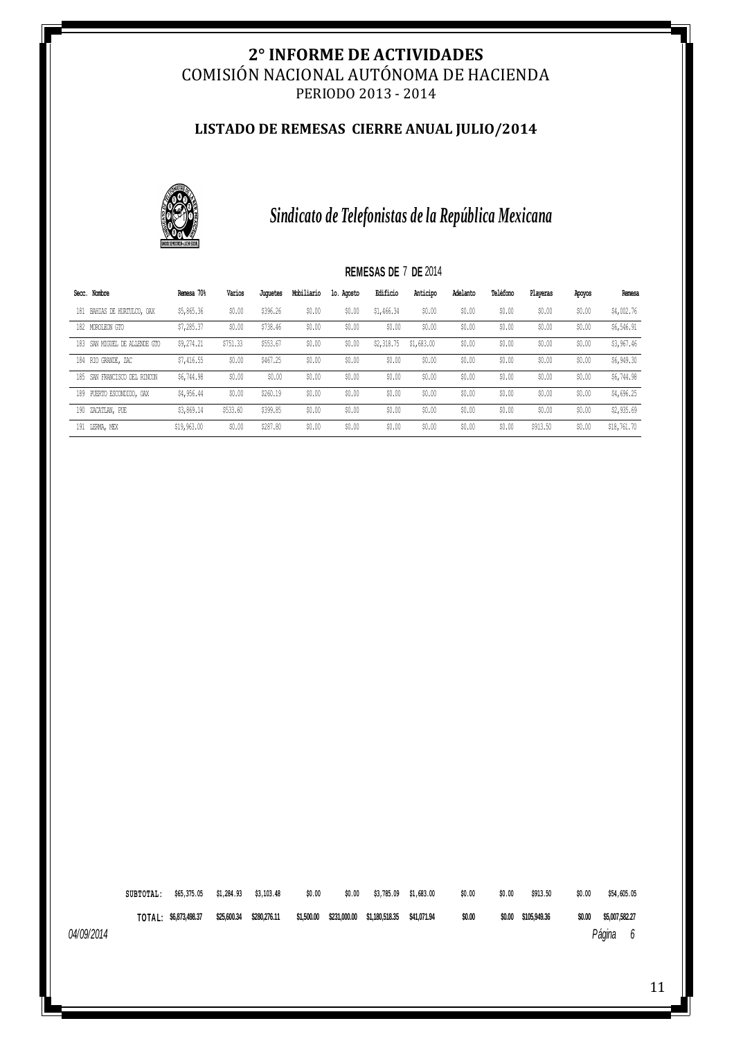# 2° INFORME DE ACTIVIDADES

## COMISIÓN NACIONAL AUTÓNOMA DE HACIENDA

PERIODO 2013 - 2014

### LISTADO DE REMESAS CIERRE ANUAL JULIO/2014

*Sindicato de Telefonistas de la República Mexicana*

**REMESAS DE** 7 **DE** 2014

| Secc. | Nombre | Remesa 70% | Varios | Juguetes | Mobiliario | 1o. Agosto | Edificio | Anticipo | Adelanto | Teléfono | Playeras | Apoyos | Remesa |
|---|---|---|---|---|---|---|---|---|---|---|---|---|---|
| 181 | BAHIAS DE HUATULCO, OAX | $5,865.36 | $0.00 | $396.26 | $0.00 | $0.00 | $1,466.34 | $0.00 | $0.00 | $0.00 | $0.00 | $0.00 | $4,002.76 |
| 182 | MOROLEON GTO | $7,285.37 | $0.00 | $738.46 | $0.00 | $0.00 | $0.00 | $0.00 | $0.00 | $0.00 | $0.00 | $0.00 | $6,546.91 |
| 183 | SAN MIGUEL DE ALLENDE GTO | $9,274.21 | $751.33 | $553.67 | $0.00 | $0.00 | $2,318.75 | $1,683.00 | $0.00 | $0.00 | $0.00 | $0.00 | $3,967.46 |
| 184 | RIO GRANDE, ZAC | $7,416.55 | $0.00 | $467.25 | $0.00 | $0.00 | $0.00 | $0.00 | $0.00 | $0.00 | $0.00 | $0.00 | $6,949.30 |
| 185 | SAN FRANCISCO DEL RINCON | $6,744.98 | $0.00 | $0.00 | $0.00 | $0.00 | $0.00 | $0.00 | $0.00 | $0.00 | $0.00 | $0.00 | $6,744.98 |
| 189 | PUERTO ESCONDIDO, OAX | $4,956.44 | $0.00 | $260.19 | $0.00 | $0.00 | $0.00 | $0.00 | $0.00 | $0.00 | $0.00 | $0.00 | $4,696.25 |
| 190 | ZACATLAN, PUE | $3,869.14 | $533.60 | $399.85 | $0.00 | $0.00 | $0.00 | $0.00 | $0.00 | $0.00 | $0.00 | $0.00 | $2,935.69 |
| 191 | LERMA, MEX | $19,963.00 | $0.00 | $287.80 | $0.00 | $0.00 | $0.00 | $0.00 | $0.00 | $0.00 | $913.50 | $0.00 | $18,761.70 |
| | **SUBTOTAL:** | $65,375.05 | $1,284.93 | $3,103.48 | $0.00 | $0.00 | $3,785.09 | $1,683.00 | $0.00 | $0.00 | $913.50 | $0.00 | $54,605.05 |
| | **TOTAL:** | $6,873,498.37 | $25,600.34 | $280,276.11 | $1,500.00 | $231,000.00 | $1,180,518.35 | $41,071.94 | $0.00 | $0.00 | $105,949.36 | $0.00 | $5,007,582.27 |

04/09/2014 Página 6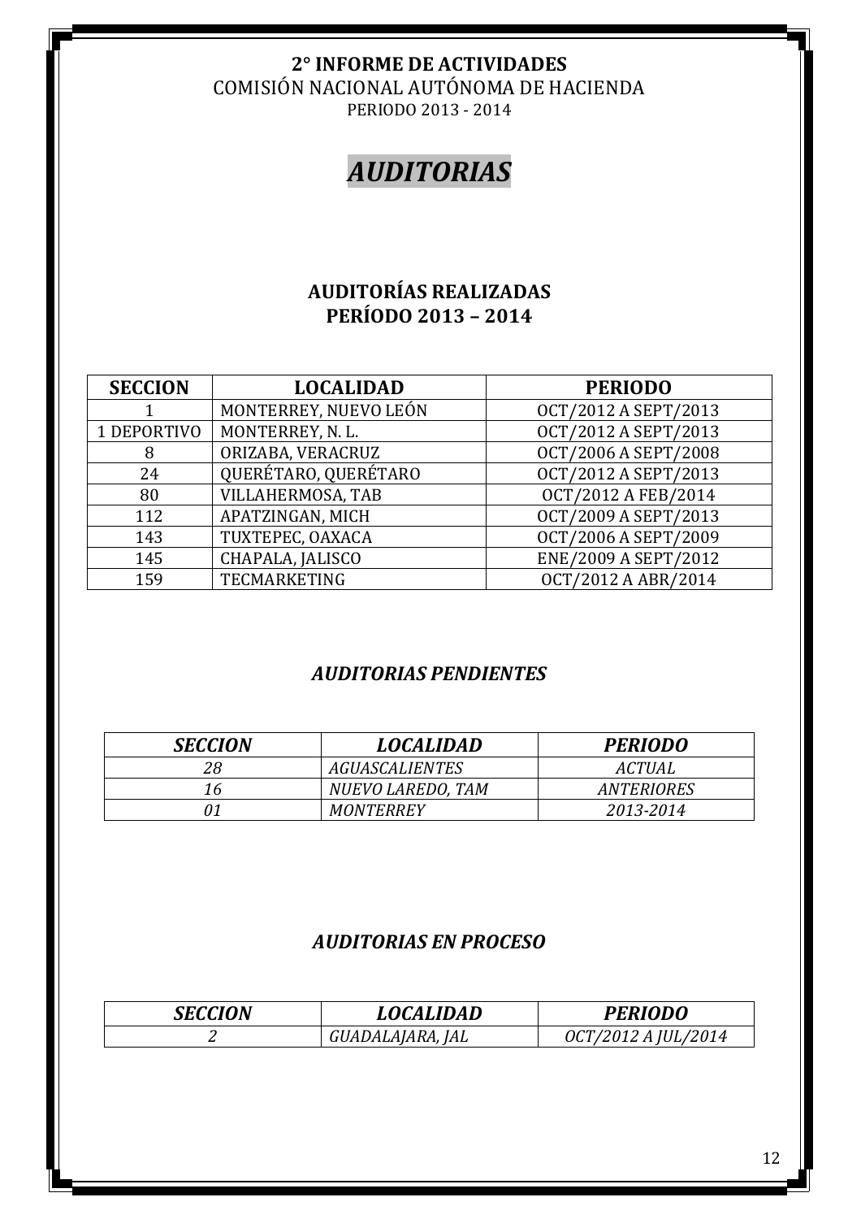**2° INFORME DE ACTIVIDADES**
COMISIÓN NACIONAL AUTÓNOMA DE HACIENDA
PERIODO 2013 - 2014

# *AUDITORIAS*

## AUDITORÍAS REALIZADAS
## PERÍODO 2013 – 2014

| SECCION | LOCALIDAD | PERIODO |
|---|---|---|
| 1 | MONTERREY, NUEVO LEÓN | OCT/2012 A SEPT/2013 |
| 1 DEPORTIVO | MONTERREY, N. L. | OCT/2012 A SEPT/2013 |
| 8 | ORIZABA, VERACRUZ | OCT/2006 A SEPT/2008 |
| 24 | QUERÉTARO, QUERÉTARO | OCT/2012 A SEPT/2013 |
| 80 | VILLAHERMOSA, TAB | OCT/2012 A FEB/2014 |
| 112 | APATZINGAN, MICH | OCT/2009 A SEPT/2013 |
| 143 | TUXTEPEC, OAXACA | OCT/2006 A SEPT/2009 |
| 145 | CHAPALA, JALISCO | ENE/2009 A SEPT/2012 |
| 159 | TECMARKETING | OCT/2012 A ABR/2014 |

## *AUDITORIAS PENDIENTES*

| *SECCION* | *LOCALIDAD* | *PERIODO* |
|---|---|---|
| *28* | *AGUASCALIENTES* | *ACTUAL* |
| *16* | *NUEVO LAREDO, TAM* | *ANTERIORES* |
| *01* | *MONTERREY* | *2013-2014* |

## *AUDITORIAS EN PROCESO*

| *SECCION* | *LOCALIDAD* | *PERIODO* |
|---|---|---|
| *2* | *GUADALAJARA, JAL* | *OCT/2012 A JUL/2014* |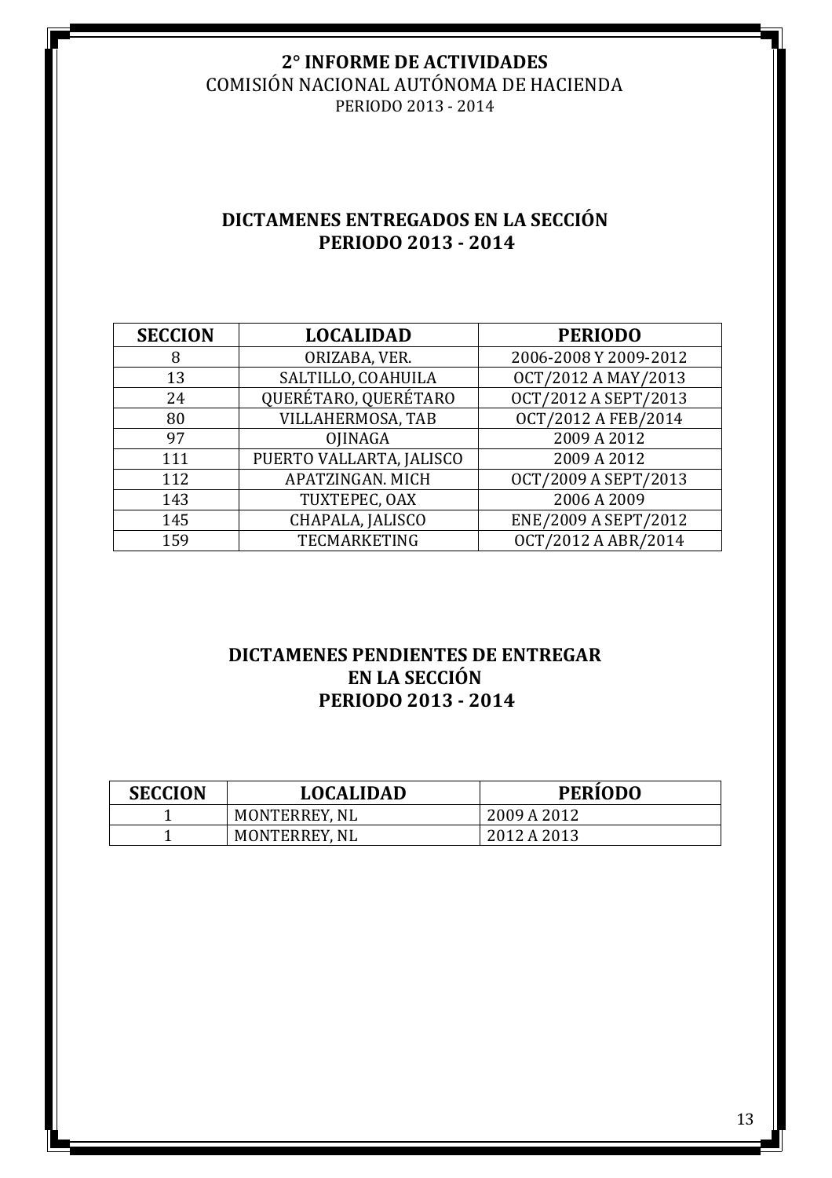**2° INFORME DE ACTIVIDADES**
COMISIÓN NACIONAL AUTÓNOMA DE HACIENDA
PERIODO 2013 - 2014

## DICTAMENES ENTREGADOS EN LA SECCIÓN PERIODO 2013 - 2014

| SECCION | LOCALIDAD | PERIODO |
|---|---|---|
| 8 | ORIZABA, VER. | 2006-2008 Y 2009-2012 |
| 13 | SALTILLO, COAHUILA | OCT/2012 A MAY/2013 |
| 24 | QUERÉTARO, QUERÉTARO | OCT/2012 A SEPT/2013 |
| 80 | VILLAHERMOSA, TAB | OCT/2012 A FEB/2014 |
| 97 | OJINAGA | 2009 A 2012 |
| 111 | PUERTO VALLARTA, JALISCO | 2009 A 2012 |
| 112 | APATZINGAN. MICH | OCT/2009 A SEPT/2013 |
| 143 | TUXTEPEC, OAX | 2006 A 2009 |
| 145 | CHAPALA, JALISCO | ENE/2009 A SEPT/2012 |
| 159 | TECMARKETING | OCT/2012 A ABR/2014 |

## DICTAMENES PENDIENTES DE ENTREGAR EN LA SECCIÓN PERIODO 2013 - 2014

| SECCION | LOCALIDAD | PERÍODO |
|---|---|---|
| 1 | MONTERREY, NL | 2009 A 2012 |
| 1 | MONTERREY, NL | 2012 A 2013 |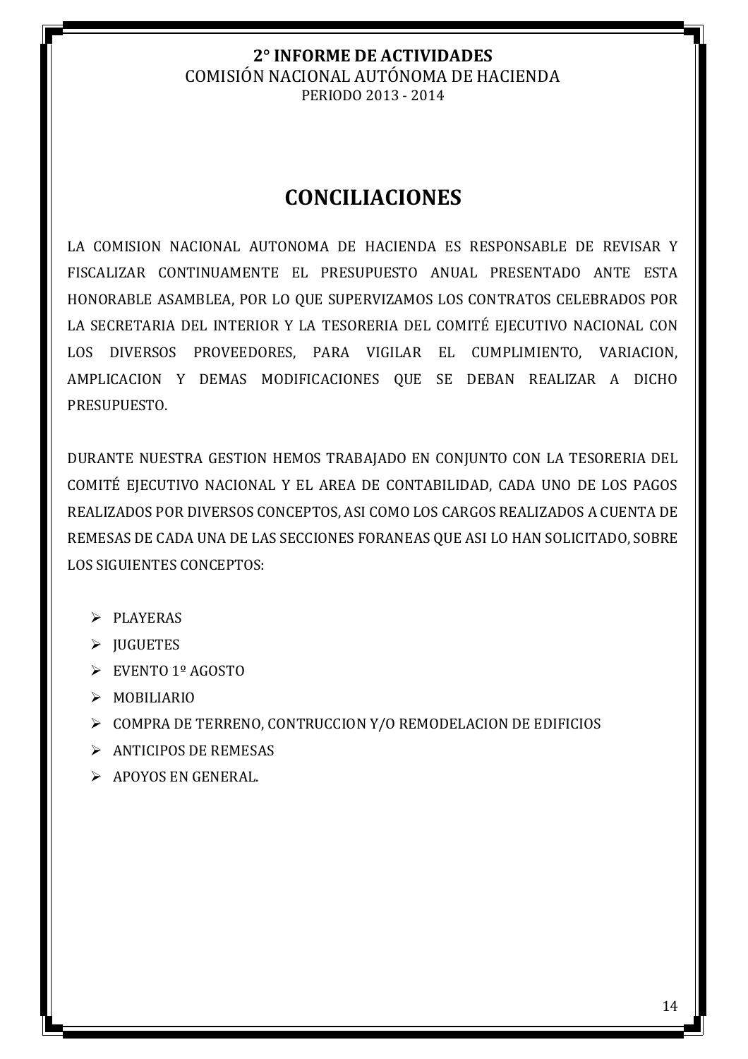# CONCILIACIONES

LA COMISION NACIONAL AUTONOMA DE HACIENDA ES RESPONSABLE DE REVISAR Y FISCALIZAR CONTINUAMENTE EL PRESUPUESTO ANUAL PRESENTADO ANTE ESTA HONORABLE ASAMBLEA, POR LO QUE SUPERVIZAMOS LOS CONTRATOS CELEBRADOS POR LA SECRETARIA DEL INTERIOR Y LA TESORERIA DEL COMITÉ EJECUTIVO NACIONAL CON LOS DIVERSOS PROVEEDORES, PARA VIGILAR EL CUMPLIMIENTO, VARIACION, AMPLICACION Y DEMAS MODIFICACIONES QUE SE DEBAN REALIZAR A DICHO PRESUPUESTO.

DURANTE NUESTRA GESTION HEMOS TRABAJADO EN CONJUNTO CON LA TESORERIA DEL COMITÉ EJECUTIVO NACIONAL Y EL AREA DE CONTABILIDAD, CADA UNO DE LOS PAGOS REALIZADOS POR DIVERSOS CONCEPTOS, ASI COMO LOS CARGOS REALIZADOS A CUENTA DE REMESAS DE CADA UNA DE LAS SECCIONES FORANEAS QUE ASI LO HAN SOLICITADO, SOBRE LOS SIGUIENTES CONCEPTOS:

- PLAYERAS
- JUGUETES
- EVENTO 1º AGOSTO
- MOBILIARIO
- COMPRA DE TERRENO, CONTRUCCION Y/O REMODELACION DE EDIFICIOS
- ANTICIPOS DE REMESAS
- APOYOS EN GENERAL.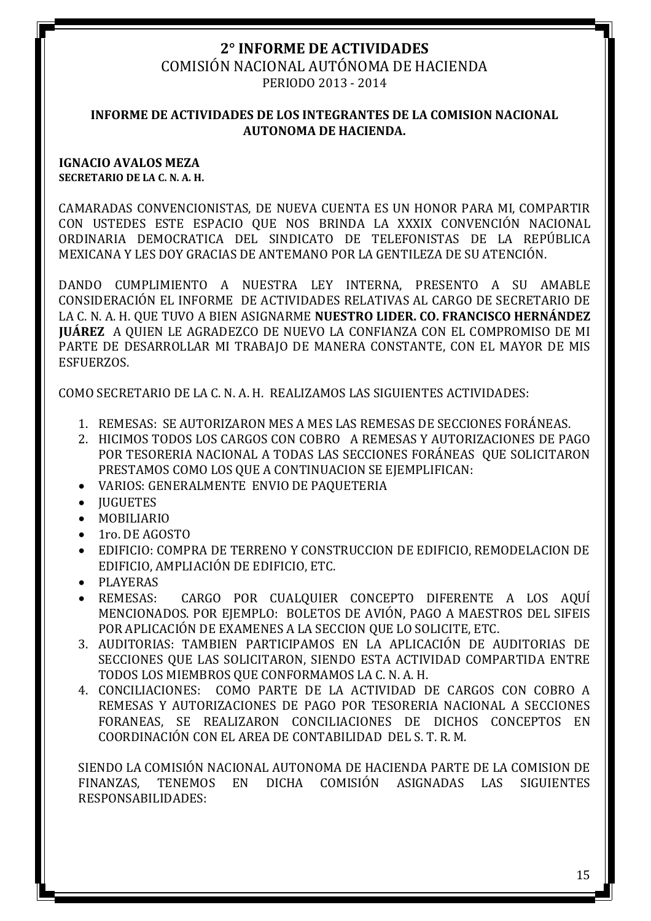# 2° INFORME DE ACTIVIDADES

COMISIÓN NACIONAL AUTÓNOMA DE HACIENDA

PERIODO 2013 - 2014

**INFORME DE ACTIVIDADES DE LOS INTEGRANTES DE LA COMISION NACIONAL AUTONOMA DE HACIENDA.**

**IGNACIO AVALOS MEZA**
**SECRETARIO DE LA C. N. A. H.**

CAMARADAS CONVENCIONISTAS, DE NUEVA CUENTA ES UN HONOR PARA MI, COMPARTIR CON USTEDES ESTE ESPACIO QUE NOS BRINDA LA XXXIX CONVENCIÓN NACIONAL ORDINARIA DEMOCRATICA DEL SINDICATO DE TELEFONISTAS DE LA REPÚBLICA MEXICANA Y LES DOY GRACIAS DE ANTEMANO POR LA GENTILEZA DE SU ATENCIÓN.

DANDO CUMPLIMIENTO A NUESTRA LEY INTERNA, PRESENTO A SU AMABLE CONSIDERACIÓN EL INFORME DE ACTIVIDADES RELATIVAS AL CARGO DE SECRETARIO DE LA C. N. A. H. QUE TUVO A BIEN ASIGNARME **NUESTRO LIDER. CO. FRANCISCO HERNÁNDEZ JUÁREZ** A QUIEN LE AGRADEZCO DE NUEVO LA CONFIANZA CON EL COMPROMISO DE MI PARTE DE DESARROLLAR MI TRABAJO DE MANERA CONSTANTE, CON EL MAYOR DE MIS ESFUERZOS.

COMO SECRETARIO DE LA C. N. A. H. REALIZAMOS LAS SIGUIENTES ACTIVIDADES:

1. REMESAS: SE AUTORIZARON MES A MES LAS REMESAS DE SECCIONES FORÁNEAS.
2. HICIMOS TODOS LOS CARGOS CON COBRO A REMESAS Y AUTORIZACIONES DE PAGO POR TESORERIA NACIONAL A TODAS LAS SECCIONES FORÁNEAS QUE SOLICITARON PRESTAMOS COMO LOS QUE A CONTINUACION SE EJEMPLIFICAN:
   - VARIOS: GENERALMENTE ENVIO DE PAQUETERIA
   - JUGUETES
   - MOBILIARIO
   - 1ro. DE AGOSTO
   - EDIFICIO: COMPRA DE TERRENO Y CONSTRUCCION DE EDIFICIO, REMODELACION DE EDIFICIO, AMPLIACIÓN DE EDIFICIO, ETC.
   - PLAYERAS
   - REMESAS: CARGO POR CUALQUIER CONCEPTO DIFERENTE A LOS AQUÍ MENCIONADOS. POR EJEMPLO: BOLETOS DE AVIÓN, PAGO A MAESTROS DEL SIFEIS POR APLICACIÓN DE EXAMENES A LA SECCION QUE LO SOLICITE, ETC.
3. AUDITORIAS: TAMBIEN PARTICIPAMOS EN LA APLICACIÓN DE AUDITORIAS DE SECCIONES QUE LAS SOLICITARON, SIENDO ESTA ACTIVIDAD COMPARTIDA ENTRE TODOS LOS MIEMBROS QUE CONFORMAMOS LA C. N. A. H.
4. CONCILIACIONES: COMO PARTE DE LA ACTIVIDAD DE CARGOS CON COBRO A REMESAS Y AUTORIZACIONES DE PAGO POR TESORERIA NACIONAL A SECCIONES FORANEAS, SE REALIZARON CONCILIACIONES DE DICHOS CONCEPTOS EN COORDINACIÓN CON EL AREA DE CONTABILIDAD DEL S. T. R. M.

SIENDO LA COMISIÓN NACIONAL AUTONOMA DE HACIENDA PARTE DE LA COMISION DE FINANZAS, TENEMOS EN DICHA COMISIÓN ASIGNADAS LAS SIGUIENTES RESPONSABILIDADES: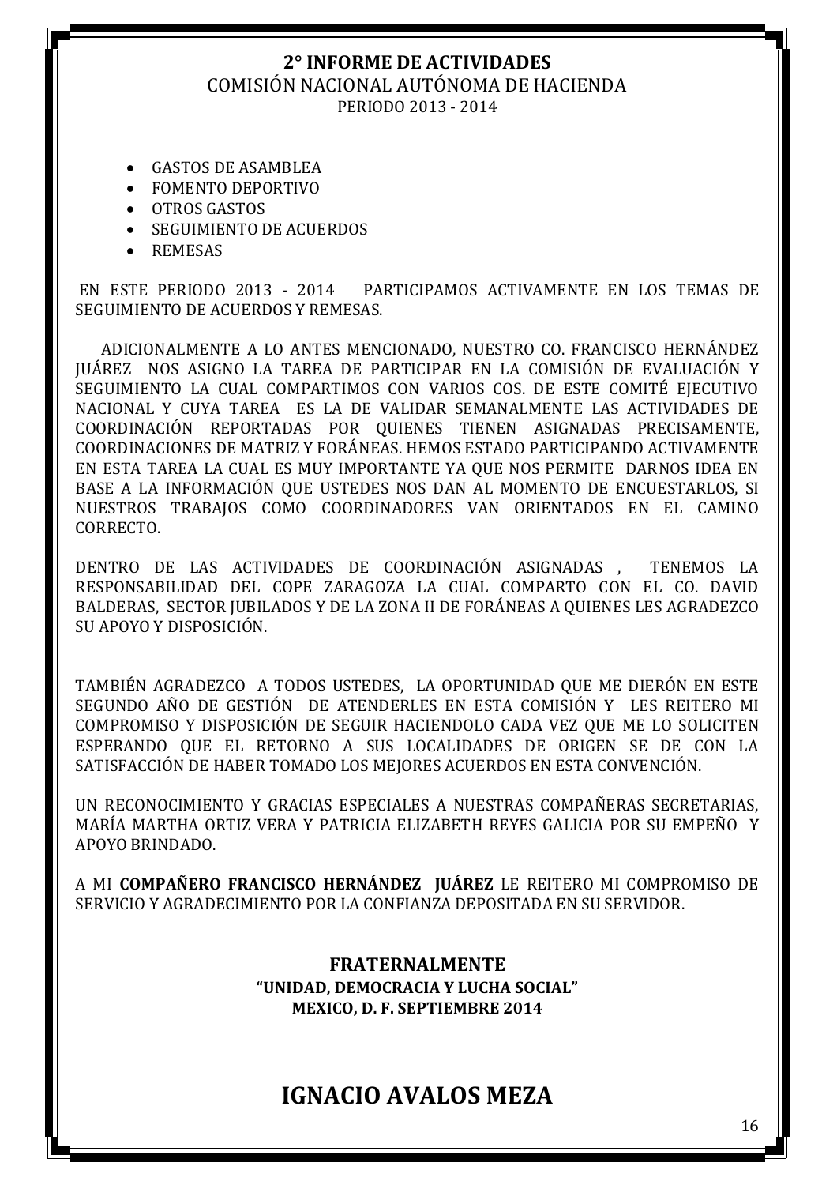**2° INFORME DE ACTIVIDADES**
COMISIÓN NACIONAL AUTÓNOMA DE HACIENDA
PERIODO 2013 - 2014

- GASTOS DE ASAMBLEA
- FOMENTO DEPORTIVO
- OTROS GASTOS
- SEGUIMIENTO DE ACUERDOS
- REMESAS

EN ESTE PERIODO 2013 - 2014 PARTICIPAMOS ACTIVAMENTE EN LOS TEMAS DE SEGUIMIENTO DE ACUERDOS Y REMESAS.

ADICIONALMENTE A LO ANTES MENCIONADO, NUESTRO CO. FRANCISCO HERNÁNDEZ JUÁREZ NOS ASIGNO LA TAREA DE PARTICIPAR EN LA COMISIÓN DE EVALUACIÓN Y SEGUIMIENTO LA CUAL COMPARTIMOS CON VARIOS COS. DE ESTE COMITÉ EJECUTIVO NACIONAL Y CUYA TAREA ES LA DE VALIDAR SEMANALMENTE LAS ACTIVIDADES DE COORDINACIÓN REPORTADAS POR QUIENES TIENEN ASIGNADAS PRECISAMENTE, COORDINACIONES DE MATRIZ Y FORÁNEAS. HEMOS ESTADO PARTICIPANDO ACTIVAMENTE EN ESTA TAREA LA CUAL ES MUY IMPORTANTE YA QUE NOS PERMITE DARNOS IDEA EN BASE A LA INFORMACIÓN QUE USTEDES NOS DAN AL MOMENTO DE ENCUESTARLOS, SI NUESTROS TRABAJOS COMO COORDINADORES VAN ORIENTADOS EN EL CAMINO CORRECTO.

DENTRO DE LAS ACTIVIDADES DE COORDINACIÓN ASIGNADAS , TENEMOS LA RESPONSABILIDAD DEL COPE ZARAGOZA LA CUAL COMPARTO CON EL CO. DAVID BALDERAS, SECTOR JUBILADOS Y DE LA ZONA II DE FORÁNEAS A QUIENES LES AGRADEZCO SU APOYO Y DISPOSICIÓN.

TAMBIÉN AGRADEZCO A TODOS USTEDES, LA OPORTUNIDAD QUE ME DIERÓN EN ESTE SEGUNDO AÑO DE GESTIÓN DE ATENDERLES EN ESTA COMISIÓN Y LES REITERO MI COMPROMISO Y DISPOSICIÓN DE SEGUIR HACIENDOLO CADA VEZ QUE ME LO SOLICITEN ESPERANDO QUE EL RETORNO A SUS LOCALIDADES DE ORIGEN SE DE CON LA SATISFACCIÓN DE HABER TOMADO LOS MEJORES ACUERDOS EN ESTA CONVENCIÓN.

UN RECONOCIMIENTO Y GRACIAS ESPECIALES A NUESTRAS COMPAÑERAS SECRETARIAS, MARÍA MARTHA ORTIZ VERA Y PATRICIA ELIZABETH REYES GALICIA POR SU EMPEÑO Y APOYO BRINDADO.

A MI **COMPAÑERO FRANCISCO HERNÁNDEZ JUÁREZ** LE REITERO MI COMPROMISO DE SERVICIO Y AGRADECIMIENTO POR LA CONFIANZA DEPOSITADA EN SU SERVIDOR.

**FRATERNALMENTE**
**"UNIDAD, DEMOCRACIA Y LUCHA SOCIAL"**
**MEXICO, D. F. SEPTIEMBRE 2014**

**IGNACIO AVALOS MEZA**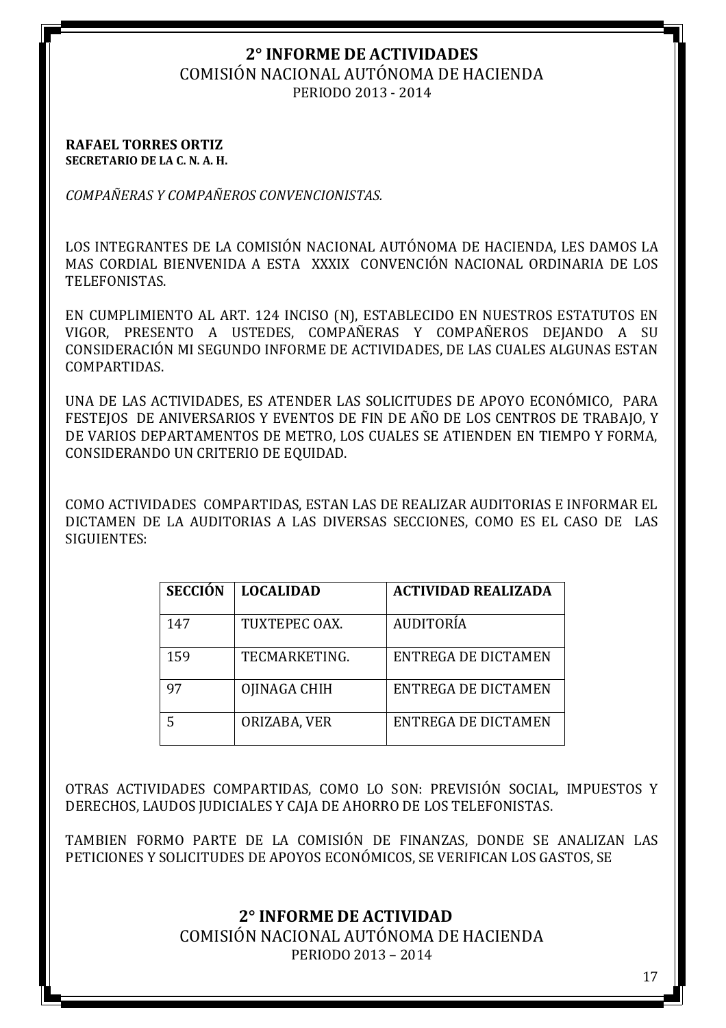# 2° INFORME DE ACTIVIDADES

## COMISIÓN NACIONAL AUTÓNOMA DE HACIENDA

PERIODO 2013 - 2014

**RAFAEL TORRES ORTIZ**
**SECRETARIO DE LA C. N. A. H.**

*COMPAÑERAS Y COMPAÑEROS CONVENCIONISTAS.*

LOS INTEGRANTES DE LA COMISIÓN NACIONAL AUTÓNOMA DE HACIENDA, LES DAMOS LA MAS CORDIAL BIENVENIDA A ESTA XXXIX CONVENCIÓN NACIONAL ORDINARIA DE LOS TELEFONISTAS.

EN CUMPLIMIENTO AL ART. 124 INCISO (N), ESTABLECIDO EN NUESTROS ESTATUTOS EN VIGOR, PRESENTO A USTEDES, COMPAÑERAS Y COMPAÑEROS DEJANDO A SU CONSIDERACIÓN MI SEGUNDO INFORME DE ACTIVIDADES, DE LAS CUALES ALGUNAS ESTAN COMPARTIDAS.

UNA DE LAS ACTIVIDADES, ES ATENDER LAS SOLICITUDES DE APOYO ECONÓMICO, PARA FESTEJOS DE ANIVERSARIOS Y EVENTOS DE FIN DE AÑO DE LOS CENTROS DE TRABAJO, Y DE VARIOS DEPARTAMENTOS DE METRO, LOS CUALES SE ATIENDEN EN TIEMPO Y FORMA, CONSIDERANDO UN CRITERIO DE EQUIDAD.

COMO ACTIVIDADES COMPARTIDAS, ESTAN LAS DE REALIZAR AUDITORIAS E INFORMAR EL DICTAMEN DE LA AUDITORIAS A LAS DIVERSAS SECCIONES, COMO ES EL CASO DE LAS SIGUIENTES:

| SECCIÓN | LOCALIDAD | ACTIVIDAD REALIZADA |
|---|---|---|
| 147 | TUXTEPEC OAX. | AUDITORÍA |
| 159 | TECMARKETING. | ENTREGA DE DICTAMEN |
| 97 | OJINAGA CHIH | ENTREGA DE DICTAMEN |
| 5 | ORIZABA, VER | ENTREGA DE DICTAMEN |

OTRAS ACTIVIDADES COMPARTIDAS, COMO LO SON: PREVISIÓN SOCIAL, IMPUESTOS Y DERECHOS, LAUDOS JUDICIALES Y CAJA DE AHORRO DE LOS TELEFONISTAS.

TAMBIEN FORMO PARTE DE LA COMISIÓN DE FINANZAS, DONDE SE ANALIZAN LAS PETICIONES Y SOLICITUDES DE APOYOS ECONÓMICOS, SE VERIFICAN LOS GASTOS, SE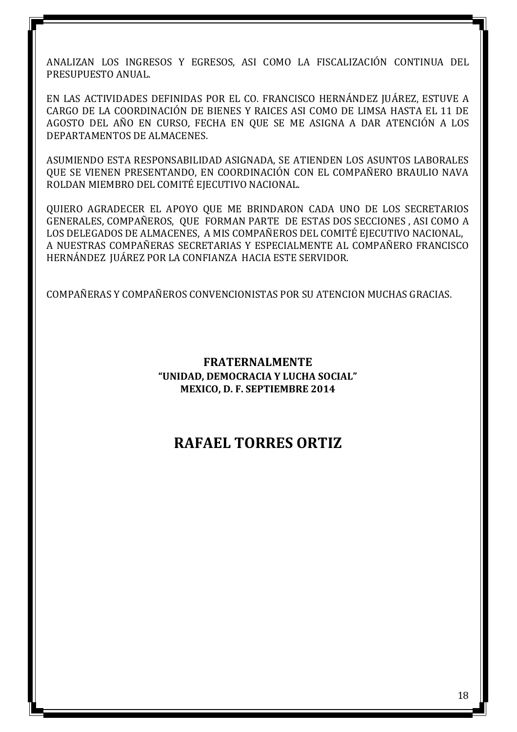ANALIZAN LOS INGRESOS Y EGRESOS, ASI COMO LA FISCALIZACIÓN CONTINUA DEL PRESUPUESTO ANUAL.

EN LAS ACTIVIDADES DEFINIDAS POR EL CO. FRANCISCO HERNÁNDEZ JUÁREZ, ESTUVE A CARGO DE LA COORDINACIÓN DE BIENES Y RAICES ASI COMO DE LIMSA HASTA EL 11 DE AGOSTO DEL AÑO EN CURSO, FECHA EN QUE SE ME ASIGNA A DAR ATENCIÓN A LOS DEPARTAMENTOS DE ALMACENES.

ASUMIENDO ESTA RESPONSABILIDAD ASIGNADA, SE ATIENDEN LOS ASUNTOS LABORALES QUE SE VIENEN PRESENTANDO, EN COORDINACIÓN CON EL COMPAÑERO BRAULIO NAVA ROLDAN MIEMBRO DEL COMITÉ EJECUTIVO NACIONAL.

QUIERO AGRADECER EL APOYO QUE ME BRINDARON CADA UNO DE LOS SECRETARIOS GENERALES, COMPAÑEROS, QUE FORMAN PARTE DE ESTAS DOS SECCIONES , ASI COMO A LOS DELEGADOS DE ALMACENES, A MIS COMPAÑEROS DEL COMITÉ EJECUTIVO NACIONAL, A NUESTRAS COMPAÑERAS SECRETARIAS Y ESPECIALMENTE AL COMPAÑERO FRANCISCO HERNÁNDEZ JUÁREZ POR LA CONFIANZA HACIA ESTE SERVIDOR.

COMPAÑERAS Y COMPAÑEROS CONVENCIONISTAS POR SU ATENCION MUCHAS GRACIAS.

**FRATERNALMENTE**
**"UNIDAD, DEMOCRACIA Y LUCHA SOCIAL"**
**MEXICO, D. F. SEPTIEMBRE 2014**

## RAFAEL TORRES ORTIZ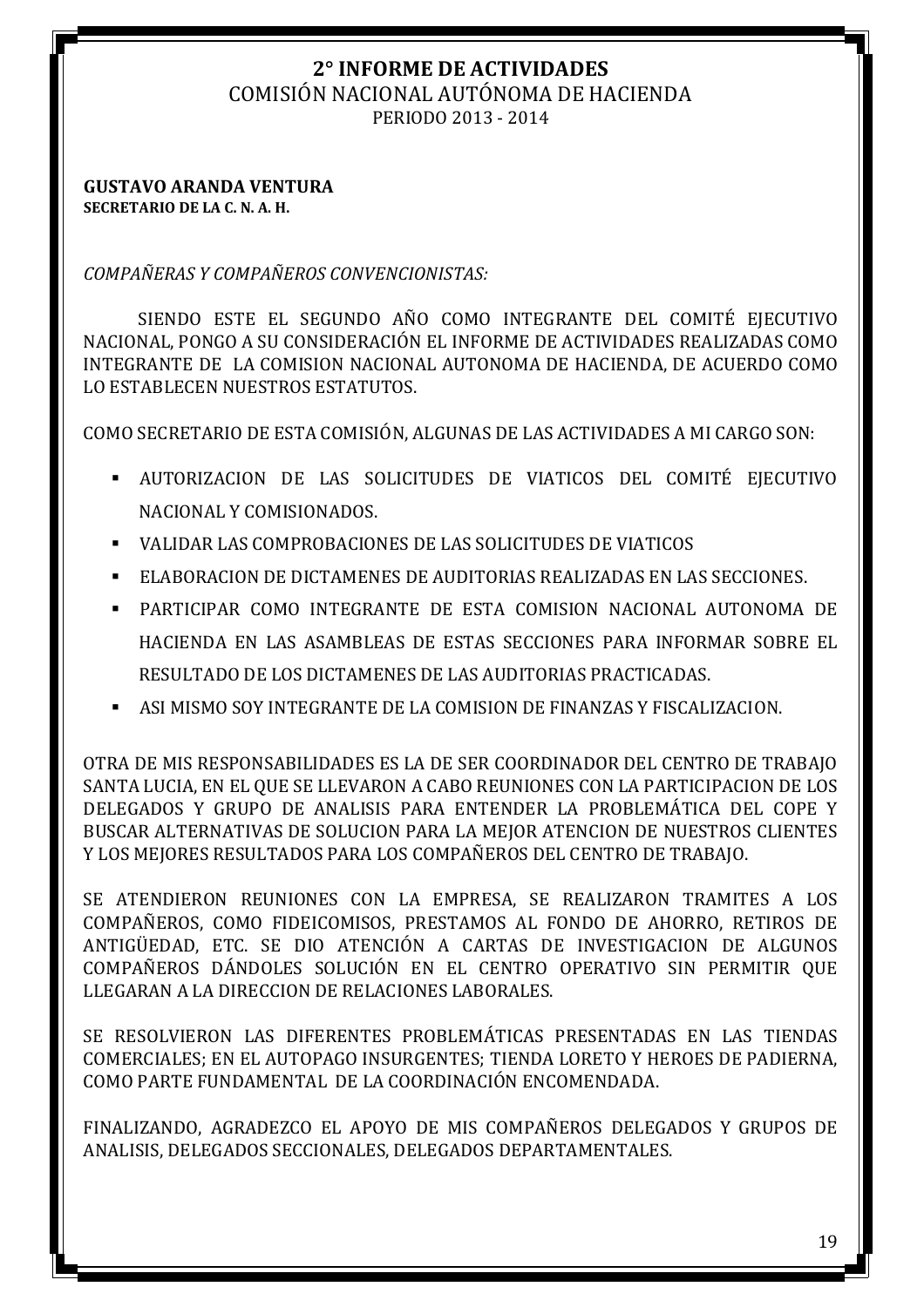# 2° INFORME DE ACTIVIDADES

## COMISIÓN NACIONAL AUTÓNOMA DE HACIENDA

PERIODO 2013 - 2014

**GUSTAVO ARANDA VENTURA**
**SECRETARIO DE LA C. N. A. H.**

*COMPAÑERAS Y COMPAÑEROS CONVENCIONISTAS:*

SIENDO ESTE EL SEGUNDO AÑO COMO INTEGRANTE DEL COMITÉ EJECUTIVO NACIONAL, PONGO A SU CONSIDERACIÓN EL INFORME DE ACTIVIDADES REALIZADAS COMO INTEGRANTE DE LA COMISION NACIONAL AUTONOMA DE HACIENDA, DE ACUERDO COMO LO ESTABLECEN NUESTROS ESTATUTOS.

COMO SECRETARIO DE ESTA COMISIÓN, ALGUNAS DE LAS ACTIVIDADES A MI CARGO SON:

- AUTORIZACION DE LAS SOLICITUDES DE VIATICOS DEL COMITÉ EJECUTIVO NACIONAL Y COMISIONADOS.
- VALIDAR LAS COMPROBACIONES DE LAS SOLICITUDES DE VIATICOS
- ELABORACION DE DICTAMENES DE AUDITORIAS REALIZADAS EN LAS SECCIONES.
- PARTICIPAR COMO INTEGRANTE DE ESTA COMISION NACIONAL AUTONOMA DE HACIENDA EN LAS ASAMBLEAS DE ESTAS SECCIONES PARA INFORMAR SOBRE EL RESULTADO DE LOS DICTAMENES DE LAS AUDITORIAS PRACTICADAS.
- ASI MISMO SOY INTEGRANTE DE LA COMISION DE FINANZAS Y FISCALIZACION.

OTRA DE MIS RESPONSABILIDADES ES LA DE SER COORDINADOR DEL CENTRO DE TRABAJO SANTA LUCIA, EN EL QUE SE LLEVARON A CABO REUNIONES CON LA PARTICIPACION DE LOS DELEGADOS Y GRUPO DE ANALISIS PARA ENTENDER LA PROBLEMÁTICA DEL COPE Y BUSCAR ALTERNATIVAS DE SOLUCION PARA LA MEJOR ATENCION DE NUESTROS CLIENTES Y LOS MEJORES RESULTADOS PARA LOS COMPAÑEROS DEL CENTRO DE TRABAJO.

SE ATENDIERON REUNIONES CON LA EMPRESA, SE REALIZARON TRAMITES A LOS COMPAÑEROS, COMO FIDEICOMISOS, PRESTAMOS AL FONDO DE AHORRO, RETIROS DE ANTIGÜEDAD, ETC. SE DIO ATENCIÓN A CARTAS DE INVESTIGACION DE ALGUNOS COMPAÑEROS DÁNDOLES SOLUCIÓN EN EL CENTRO OPERATIVO SIN PERMITIR QUE LLEGARAN A LA DIRECCION DE RELACIONES LABORALES.

SE RESOLVIERON LAS DIFERENTES PROBLEMÁTICAS PRESENTADAS EN LAS TIENDAS COMERCIALES; EN EL AUTOPAGO INSURGENTES; TIENDA LORETO Y HEROES DE PADIERNA, COMO PARTE FUNDAMENTAL DE LA COORDINACIÓN ENCOMENDADA.

FINALIZANDO, AGRADEZCO EL APOYO DE MIS COMPAÑEROS DELEGADOS Y GRUPOS DE ANALISIS, DELEGADOS SECCIONALES, DELEGADOS DEPARTAMENTALES.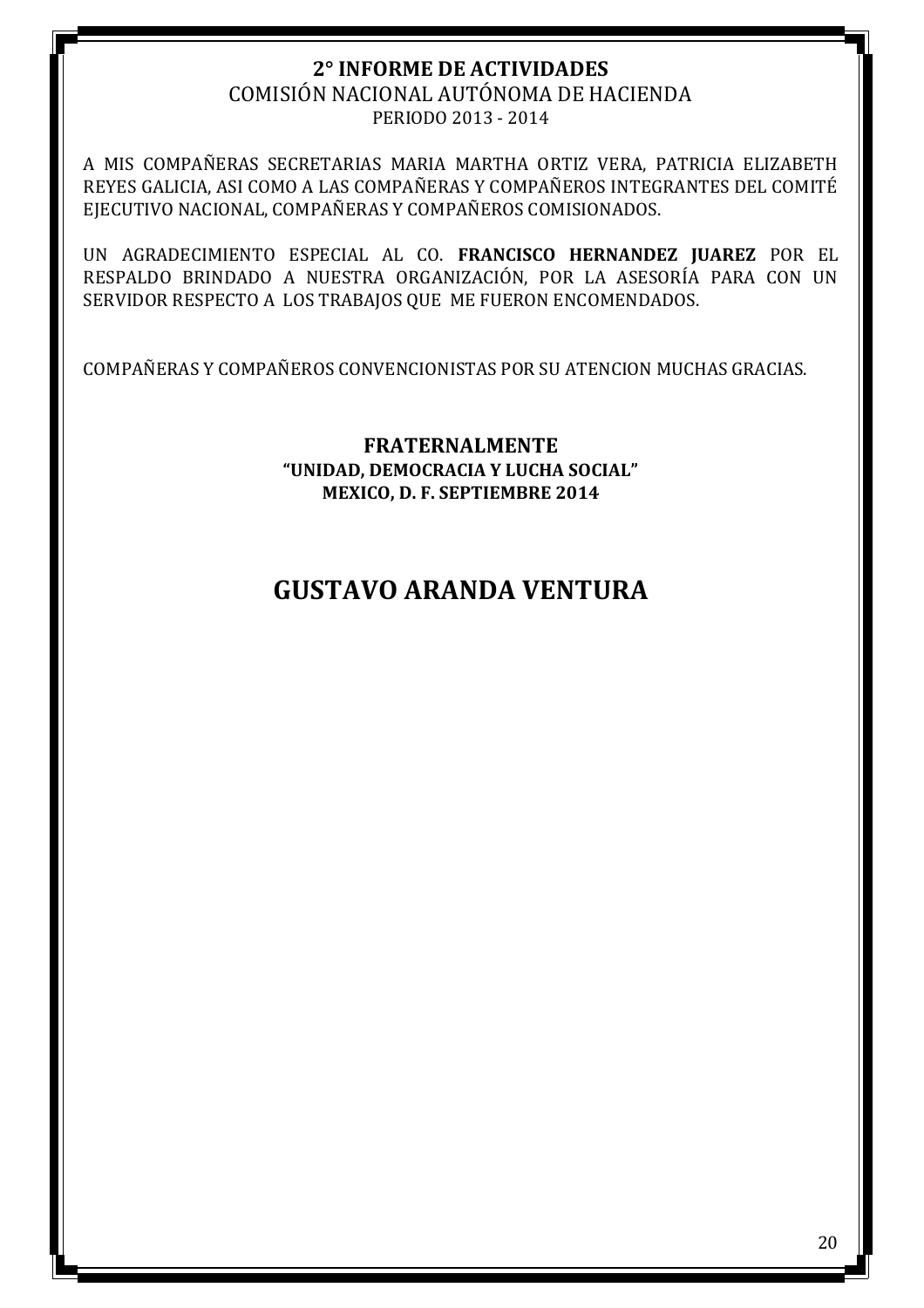**2° INFORME DE ACTIVIDADES**
COMISIÓN NACIONAL AUTÓNOMA DE HACIENDA
PERIODO 2013 - 2014

A MIS COMPAÑERAS SECRETARIAS MARIA MARTHA ORTIZ VERA, PATRICIA ELIZABETH REYES GALICIA, ASI COMO A LAS COMPAÑERAS Y COMPAÑEROS INTEGRANTES DEL COMITÉ EJECUTIVO NACIONAL, COMPAÑERAS Y COMPAÑEROS COMISIONADOS.

UN AGRADECIMIENTO ESPECIAL AL CO. **FRANCISCO HERNANDEZ JUAREZ** POR EL RESPALDO BRINDADO A NUESTRA ORGANIZACIÓN, POR LA ASESORÍA PARA CON UN SERVIDOR RESPECTO A LOS TRABAJOS QUE ME FUERON ENCOMENDADOS.

COMPAÑERAS Y COMPAÑEROS CONVENCIONISTAS POR SU ATENCION MUCHAS GRACIAS.

**FRATERNALMENTE**
**"UNIDAD, DEMOCRACIA Y LUCHA SOCIAL"**
**MEXICO, D. F. SEPTIEMBRE 2014**

## GUSTAVO ARANDA VENTURA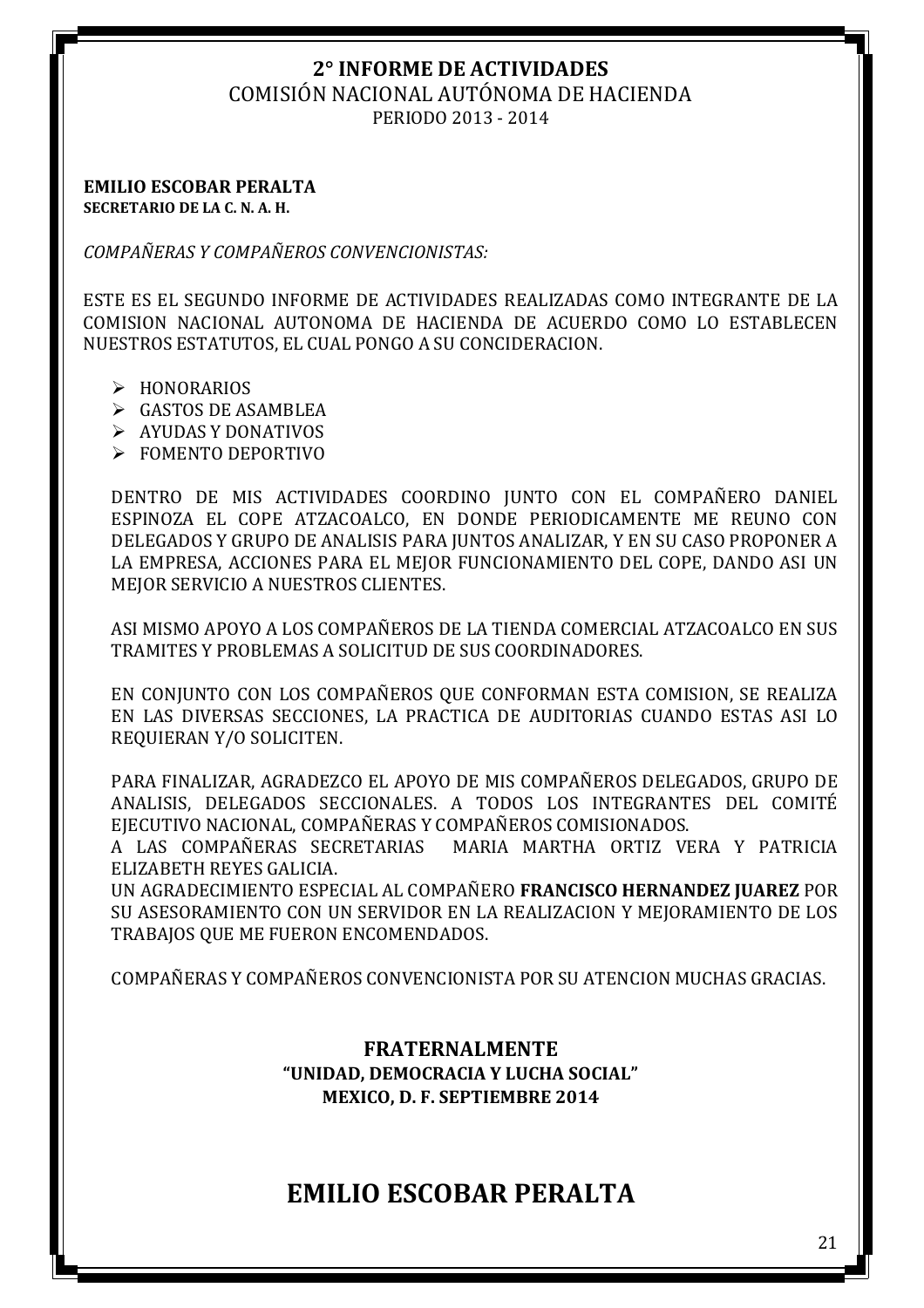## 2° INFORME DE ACTIVIDADES

COMISIÓN NACIONAL AUTÓNOMA DE HACIENDA

PERIODO 2013 - 2014

**EMILIO ESCOBAR PERALTA**
**SECRETARIO DE LA C. N. A. H.**

*COMPAÑERAS Y COMPAÑEROS CONVENCIONISTAS:*

ESTE ES EL SEGUNDO INFORME DE ACTIVIDADES REALIZADAS COMO INTEGRANTE DE LA COMISION NACIONAL AUTONOMA DE HACIENDA DE ACUERDO COMO LO ESTABLECEN NUESTROS ESTATUTOS, EL CUAL PONGO A SU CONCIDERACION.

- HONORARIOS
- GASTOS DE ASAMBLEA
- AYUDAS Y DONATIVOS
- FOMENTO DEPORTIVO

DENTRO DE MIS ACTIVIDADES COORDINO JUNTO CON EL COMPAÑERO DANIEL ESPINOZA EL COPE ATZACOALCO, EN DONDE PERIODICAMENTE ME REUNO CON DELEGADOS Y GRUPO DE ANALISIS PARA JUNTOS ANALIZAR, Y EN SU CASO PROPONER A LA EMPRESA, ACCIONES PARA EL MEJOR FUNCIONAMIENTO DEL COPE, DANDO ASI UN MEJOR SERVICIO A NUESTROS CLIENTES.

ASI MISMO APOYO A LOS COMPAÑEROS DE LA TIENDA COMERCIAL ATZACOALCO EN SUS TRAMITES Y PROBLEMAS A SOLICITUD DE SUS COORDINADORES.

EN CONJUNTO CON LOS COMPAÑEROS QUE CONFORMAN ESTA COMISION, SE REALIZA EN LAS DIVERSAS SECCIONES, LA PRACTICA DE AUDITORIAS CUANDO ESTAS ASI LO REQUIERAN Y/O SOLICITEN.

PARA FINALIZAR, AGRADEZCO EL APOYO DE MIS COMPAÑEROS DELEGADOS, GRUPO DE ANALISIS, DELEGADOS SECCIONALES. A TODOS LOS INTEGRANTES DEL COMITÉ EJECUTIVO NACIONAL, COMPAÑERAS Y COMPAÑEROS COMISIONADOS.
A LAS COMPAÑERAS SECRETARIAS MARIA MARTHA ORTIZ VERA Y PATRICIA ELIZABETH REYES GALICIA.
UN AGRADECIMIENTO ESPECIAL AL COMPAÑERO **FRANCISCO HERNANDEZ JUAREZ** POR SU ASESORAMIENTO CON UN SERVIDOR EN LA REALIZACION Y MEJORAMIENTO DE LOS TRABAJOS QUE ME FUERON ENCOMENDADOS.

COMPAÑERAS Y COMPAÑEROS CONVENCIONISTA POR SU ATENCION MUCHAS GRACIAS.

**FRATERNALMENTE**
**"UNIDAD, DEMOCRACIA Y LUCHA SOCIAL"**
**MEXICO, D. F. SEPTIEMBRE 2014**

**EMILIO ESCOBAR PERALTA**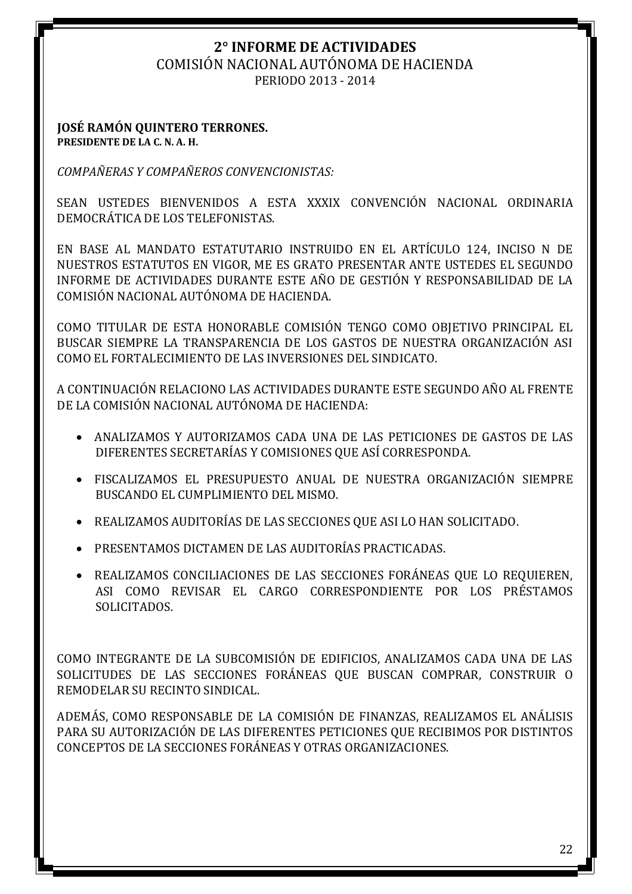# 2° INFORME DE ACTIVIDADES

## COMISIÓN NACIONAL AUTÓNOMA DE HACIENDA

PERIODO 2013 - 2014

**JOSÉ RAMÓN QUINTERO TERRONES.**
**PRESIDENTE DE LA C. N. A. H.**

*COMPAÑERAS Y COMPAÑEROS CONVENCIONISTAS:*

SEAN USTEDES BIENVENIDOS A ESTA XXXIX CONVENCIÓN NACIONAL ORDINARIA DEMOCRÁTICA DE LOS TELEFONISTAS.

EN BASE AL MANDATO ESTATUTARIO INSTRUIDO EN EL ARTÍCULO 124, INCISO N DE NUESTROS ESTATUTOS EN VIGOR, ME ES GRATO PRESENTAR ANTE USTEDES EL SEGUNDO INFORME DE ACTIVIDADES DURANTE ESTE AÑO DE GESTIÓN Y RESPONSABILIDAD DE LA COMISIÓN NACIONAL AUTÓNOMA DE HACIENDA.

COMO TITULAR DE ESTA HONORABLE COMISIÓN TENGO COMO OBJETIVO PRINCIPAL EL BUSCAR SIEMPRE LA TRANSPARENCIA DE LOS GASTOS DE NUESTRA ORGANIZACIÓN ASI COMO EL FORTALECIMIENTO DE LAS INVERSIONES DEL SINDICATO.

A CONTINUACIÓN RELACIONO LAS ACTIVIDADES DURANTE ESTE SEGUNDO AÑO AL FRENTE DE LA COMISIÓN NACIONAL AUTÓNOMA DE HACIENDA:

- ANALIZAMOS Y AUTORIZAMOS CADA UNA DE LAS PETICIONES DE GASTOS DE LAS DIFERENTES SECRETARÍAS Y COMISIONES QUE ASÍ CORRESPONDA.
- FISCALIZAMOS EL PRESUPUESTO ANUAL DE NUESTRA ORGANIZACIÓN SIEMPRE BUSCANDO EL CUMPLIMIENTO DEL MISMO.
- REALIZAMOS AUDITORÍAS DE LAS SECCIONES QUE ASI LO HAN SOLICITADO.
- PRESENTAMOS DICTAMEN DE LAS AUDITORÍAS PRACTICADAS.
- REALIZAMOS CONCILIACIONES DE LAS SECCIONES FORÁNEAS QUE LO REQUIEREN, ASI COMO REVISAR EL CARGO CORRESPONDIENTE POR LOS PRÉSTAMOS SOLICITADOS.

COMO INTEGRANTE DE LA SUBCOMISIÓN DE EDIFICIOS, ANALIZAMOS CADA UNA DE LAS SOLICITUDES DE LAS SECCIONES FORÁNEAS QUE BUSCAN COMPRAR, CONSTRUIR O REMODELAR SU RECINTO SINDICAL.

ADEMÁS, COMO RESPONSABLE DE LA COMISIÓN DE FINANZAS, REALIZAMOS EL ANÁLISIS PARA SU AUTORIZACIÓN DE LAS DIFERENTES PETICIONES QUE RECIBIMOS POR DISTINTOS CONCEPTOS DE LA SECCIONES FORÁNEAS Y OTRAS ORGANIZACIONES.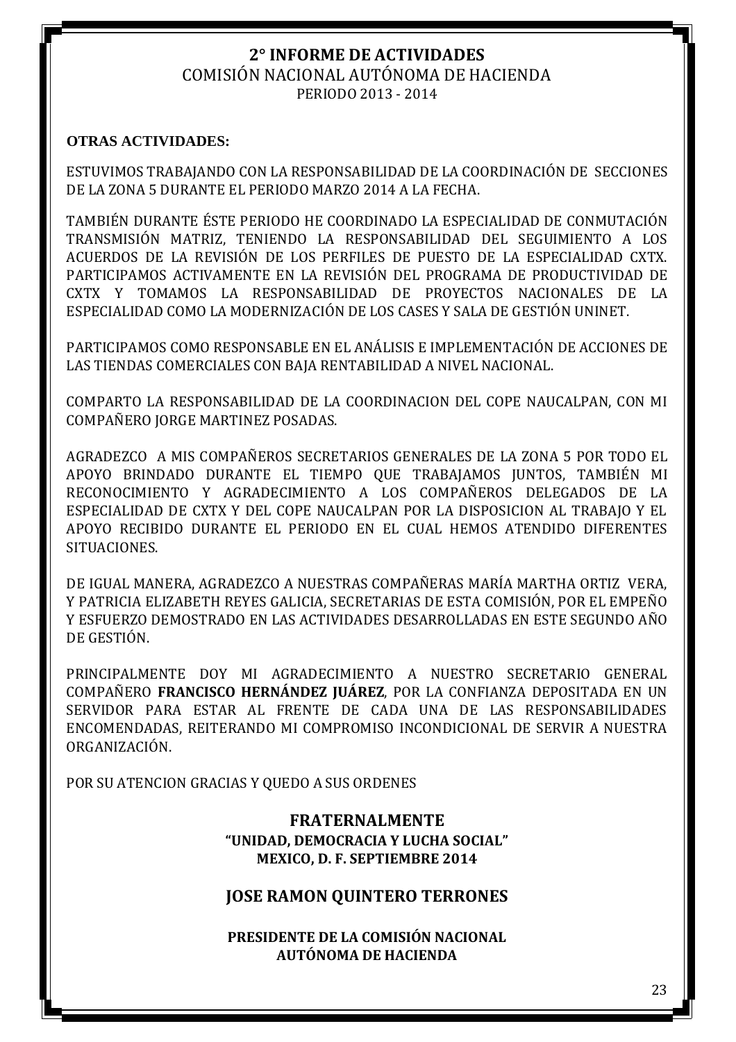# 2° INFORME DE ACTIVIDADES

COMISIÓN NACIONAL AUTÓNOMA DE HACIENDA

PERIODO 2013 - 2014

**OTRAS ACTIVIDADES:**

ESTUVIMOS TRABAJANDO CON LA RESPONSABILIDAD DE LA COORDINACIÓN DE SECCIONES DE LA ZONA 5 DURANTE EL PERIODO MARZO 2014 A LA FECHA.

TAMBIÉN DURANTE ÉSTE PERIODO HE COORDINADO LA ESPECIALIDAD DE CONMUTACIÓN TRANSMISIÓN MATRIZ, TENIENDO LA RESPONSABILIDAD DEL SEGUIMIENTO A LOS ACUERDOS DE LA REVISIÓN DE LOS PERFILES DE PUESTO DE LA ESPECIALIDAD CXTX. PARTICIPAMOS ACTIVAMENTE EN LA REVISIÓN DEL PROGRAMA DE PRODUCTIVIDAD DE CXTX Y TOMAMOS LA RESPONSABILIDAD DE PROYECTOS NACIONALES DE LA ESPECIALIDAD COMO LA MODERNIZACIÓN DE LOS CASES Y SALA DE GESTIÓN UNINET.

PARTICIPAMOS COMO RESPONSABLE EN EL ANÁLISIS E IMPLEMENTACIÓN DE ACCIONES DE LAS TIENDAS COMERCIALES CON BAJA RENTABILIDAD A NIVEL NACIONAL.

COMPARTO LA RESPONSABILIDAD DE LA COORDINACION DEL COPE NAUCALPAN, CON MI COMPAÑERO JORGE MARTINEZ POSADAS.

AGRADEZCO A MIS COMPAÑEROS SECRETARIOS GENERALES DE LA ZONA 5 POR TODO EL APOYO BRINDADO DURANTE EL TIEMPO QUE TRABAJAMOS JUNTOS, TAMBIÉN MI RECONOCIMIENTO Y AGRADECIMIENTO A LOS COMPAÑEROS DELEGADOS DE LA ESPECIALIDAD DE CXTX Y DEL COPE NAUCALPAN POR LA DISPOSICION AL TRABAJO Y EL APOYO RECIBIDO DURANTE EL PERIODO EN EL CUAL HEMOS ATENDIDO DIFERENTES SITUACIONES.

DE IGUAL MANERA, AGRADEZCO A NUESTRAS COMPAÑERAS MARÍA MARTHA ORTIZ VERA, Y PATRICIA ELIZABETH REYES GALICIA, SECRETARIAS DE ESTA COMISIÓN, POR EL EMPEÑO Y ESFUERZO DEMOSTRADO EN LAS ACTIVIDADES DESARROLLADAS EN ESTE SEGUNDO AÑO DE GESTIÓN.

PRINCIPALMENTE DOY MI AGRADECIMIENTO A NUESTRO SECRETARIO GENERAL COMPAÑERO **FRANCISCO HERNÁNDEZ JUÁREZ**, POR LA CONFIANZA DEPOSITADA EN UN SERVIDOR PARA ESTAR AL FRENTE DE CADA UNA DE LAS RESPONSABILIDADES ENCOMENDADAS, REITERANDO MI COMPROMISO INCONDICIONAL DE SERVIR A NUESTRA ORGANIZACIÓN.

POR SU ATENCION GRACIAS Y QUEDO A SUS ORDENES

**FRATERNALMENTE**

**"UNIDAD, DEMOCRACIA Y LUCHA SOCIAL"**

**MEXICO, D. F. SEPTIEMBRE 2014**

**JOSE RAMON QUINTERO TERRONES**

**PRESIDENTE DE LA COMISIÓN NACIONAL AUTÓNOMA DE HACIENDA**